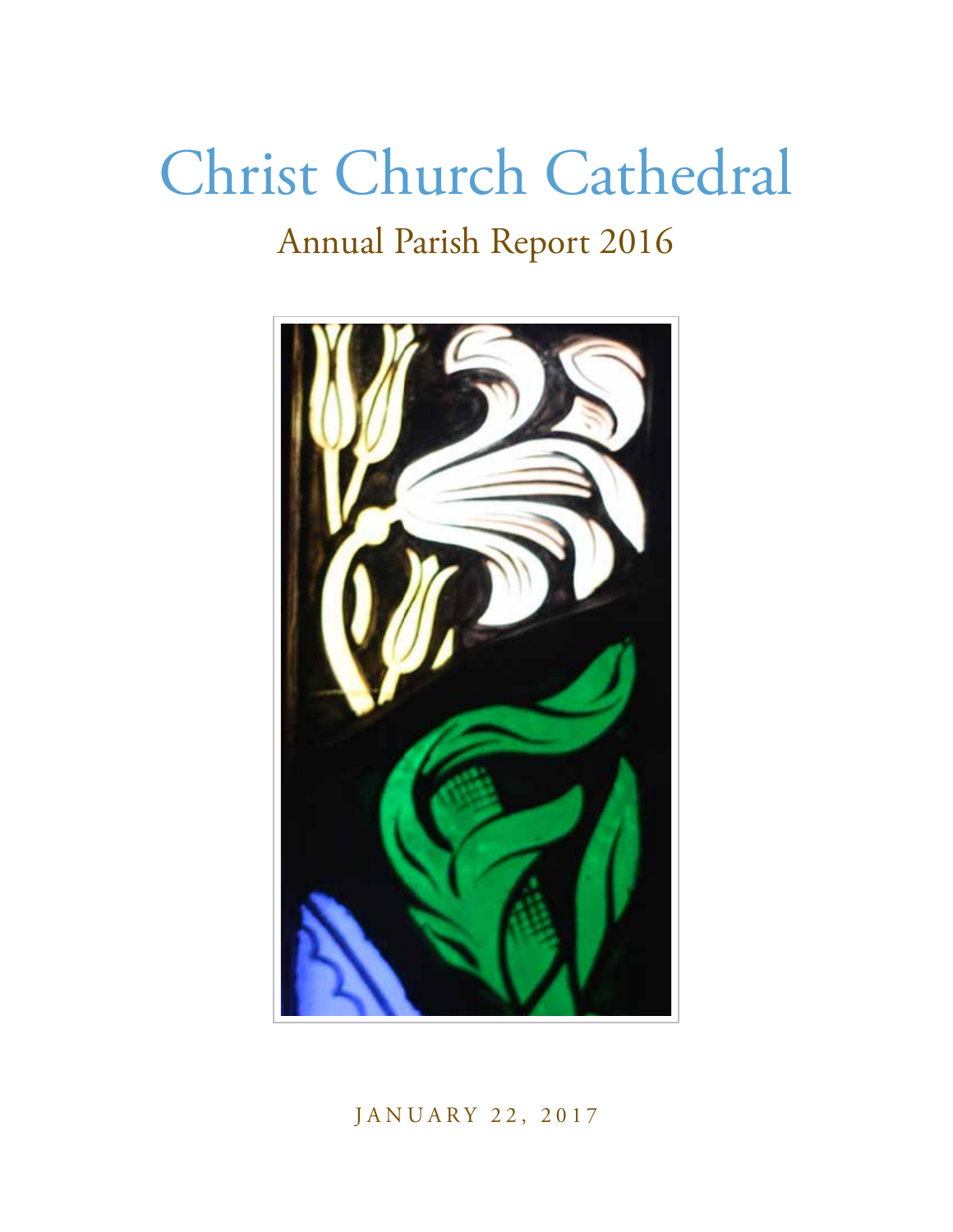# Christ Church Cathedral

## Annual Parish Report 2016

JANUARY 22, 2017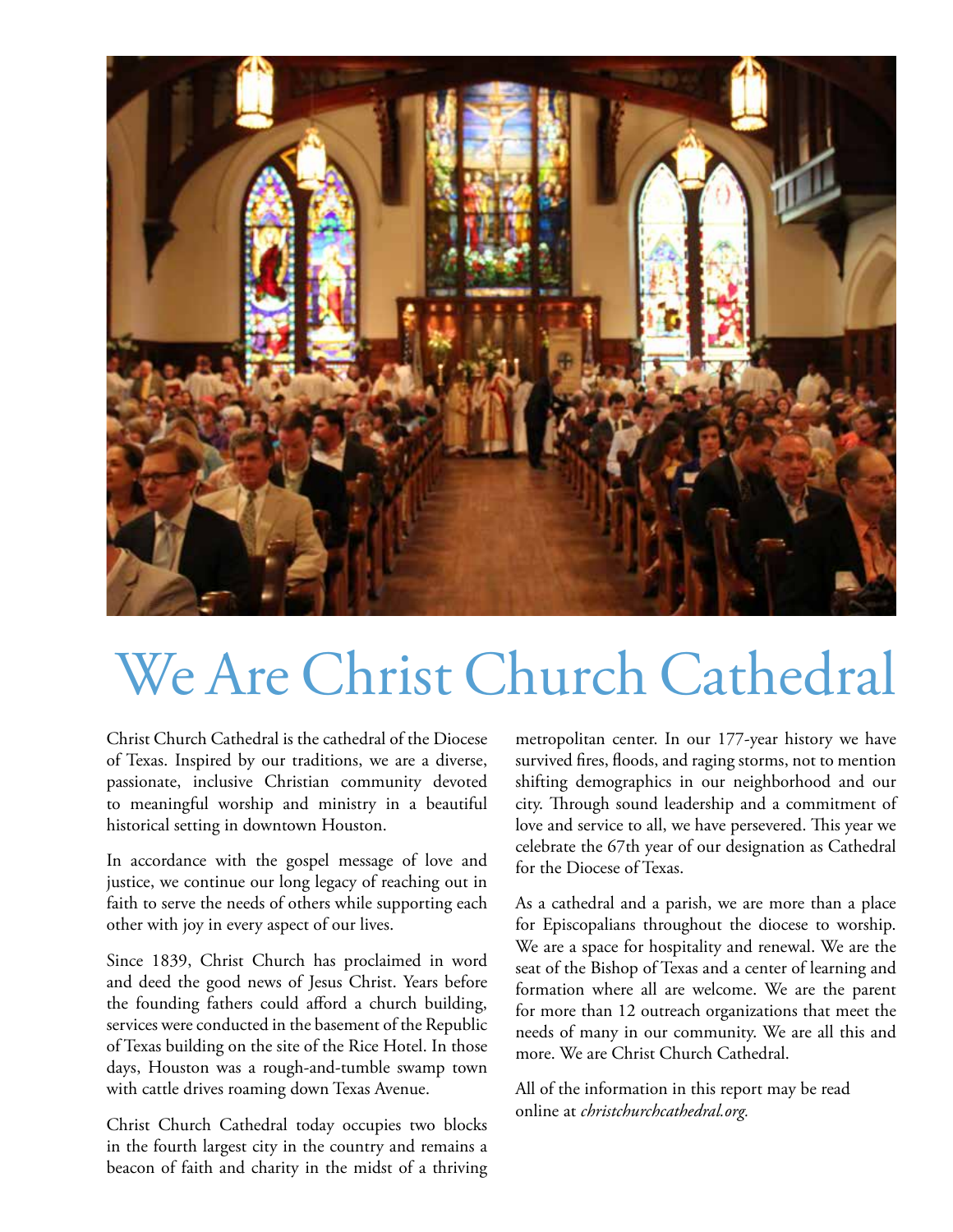# We Are Christ Church Cathedral

Christ Church Cathedral is the cathedral of the Diocese of Texas. Inspired by our traditions, we are a diverse, passionate, inclusive Christian community devoted to meaningful worship and ministry in a beautiful historical setting in downtown Houston.

In accordance with the gospel message of love and justice, we continue our long legacy of reaching out in faith to serve the needs of others while supporting each other with joy in every aspect of our lives.

Since 1839, Christ Church has proclaimed in word and deed the good news of Jesus Christ. Years before the founding fathers could afford a church building, services were conducted in the basement of the Republic of Texas building on the site of the Rice Hotel. In those days, Houston was a rough-and-tumble swamp town with cattle drives roaming down Texas Avenue.

Christ Church Cathedral today occupies two blocks in the fourth largest city in the country and remains a beacon of faith and charity in the midst of a thriving metropolitan center. In our 177-year history we have survived fires, floods, and raging storms, not to mention shifting demographics in our neighborhood and our city. Through sound leadership and a commitment of love and service to all, we have persevered. This year we celebrate the 67th year of our designation as Cathedral for the Diocese of Texas.

As a cathedral and a parish, we are more than a place for Episcopalians throughout the diocese to worship. We are a space for hospitality and renewal. We are the seat of the Bishop of Texas and a center of learning and formation where all are welcome. We are the parent for more than 12 outreach organizations that meet the needs of many in our community. We are all this and more. We are Christ Church Cathedral.

All of the information in this report may be read online at *christchurchcathedral.org.*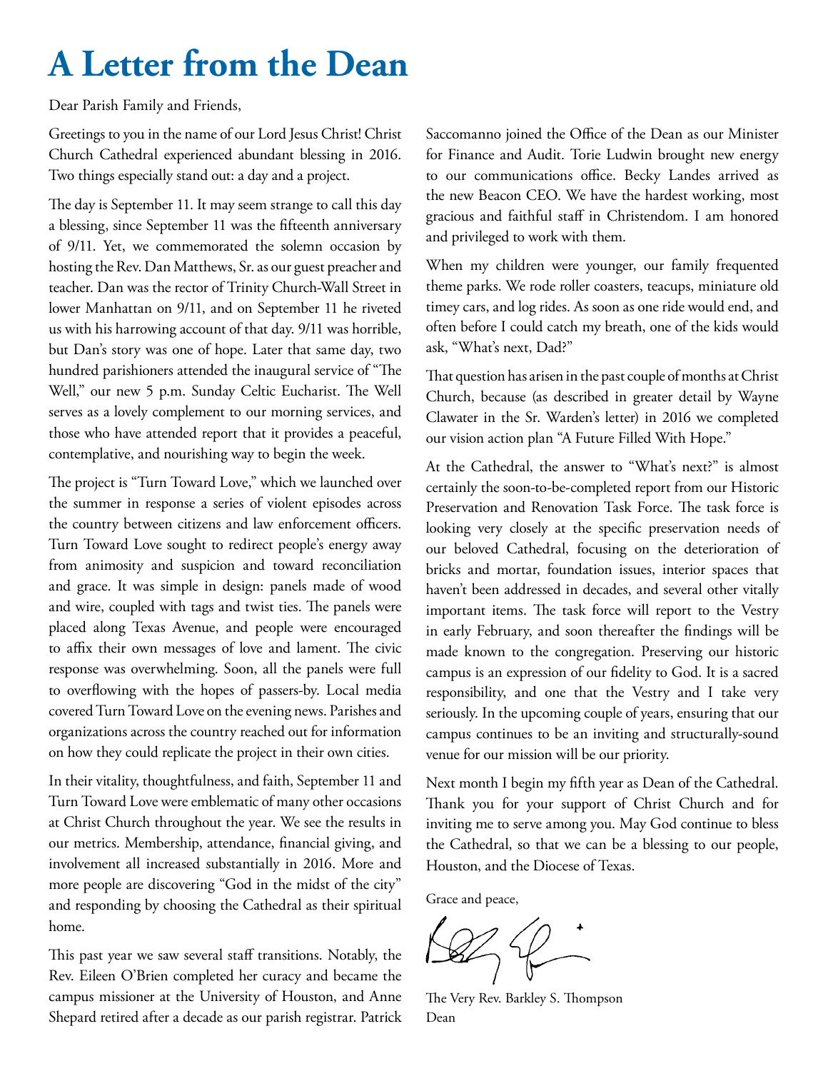# A Letter from the Dean

Dear Parish Family and Friends,

Greetings to you in the name of our Lord Jesus Christ! Christ Church Cathedral experienced abundant blessing in 2016. Two things especially stand out: a day and a project.

The day is September 11. It may seem strange to call this day a blessing, since September 11 was the fifteenth anniversary of 9/11. Yet, we commemorated the solemn occasion by hosting the Rev. Dan Matthews, Sr. as our guest preacher and teacher. Dan was the rector of Trinity Church-Wall Street in lower Manhattan on 9/11, and on September 11 he riveted us with his harrowing account of that day. 9/11 was horrible, but Dan's story was one of hope. Later that same day, two hundred parishioners attended the inaugural service of "The Well," our new 5 p.m. Sunday Celtic Eucharist. The Well serves as a lovely complement to our morning services, and those who have attended report that it provides a peaceful, contemplative, and nourishing way to begin the week.

The project is "Turn Toward Love," which we launched over the summer in response a series of violent episodes across the country between citizens and law enforcement officers. Turn Toward Love sought to redirect people's energy away from animosity and suspicion and toward reconciliation and grace. It was simple in design: panels made of wood and wire, coupled with tags and twist ties. The panels were placed along Texas Avenue, and people were encouraged to affix their own messages of love and lament. The civic response was overwhelming. Soon, all the panels were full to overflowing with the hopes of passers-by. Local media covered Turn Toward Love on the evening news. Parishes and organizations across the country reached out for information on how they could replicate the project in their own cities.

In their vitality, thoughtfulness, and faith, September 11 and Turn Toward Love were emblematic of many other occasions at Christ Church throughout the year. We see the results in our metrics. Membership, attendance, financial giving, and involvement all increased substantially in 2016. More and more people are discovering "God in the midst of the city" and responding by choosing the Cathedral as their spiritual home.

This past year we saw several staff transitions. Notably, the Rev. Eileen O'Brien completed her curacy and became the campus missioner at the University of Houston, and Anne Shepard retired after a decade as our parish registrar. Patrick Saccomanno joined the Office of the Dean as our Minister for Finance and Audit. Torie Ludwin brought new energy to our communications office. Becky Landes arrived as the new Beacon CEO. We have the hardest working, most gracious and faithful staff in Christendom. I am honored and privileged to work with them.

When my children were younger, our family frequented theme parks. We rode roller coasters, teacups, miniature old timey cars, and log rides. As soon as one ride would end, and often before I could catch my breath, one of the kids would ask, "What's next, Dad?"

That question has arisen in the past couple of months at Christ Church, because (as described in greater detail by Wayne Clawater in the Sr. Warden's letter) in 2016 we completed our vision action plan "A Future Filled With Hope."

At the Cathedral, the answer to "What's next?" is almost certainly the soon-to-be-completed report from our Historic Preservation and Renovation Task Force. The task force is looking very closely at the specific preservation needs of our beloved Cathedral, focusing on the deterioration of bricks and mortar, foundation issues, interior spaces that haven't been addressed in decades, and several other vitally important items. The task force will report to the Vestry in early February, and soon thereafter the findings will be made known to the congregation. Preserving our historic campus is an expression of our fidelity to God. It is a sacred responsibility, and one that the Vestry and I take very seriously. In the upcoming couple of years, ensuring that our campus continues to be an inviting and structurally-sound venue for our mission will be our priority.

Next month I begin my fifth year as Dean of the Cathedral. Thank you for your support of Christ Church and for inviting me to serve among you. May God continue to bless the Cathedral, so that we can be a blessing to our people, Houston, and the Diocese of Texas.

Grace and peace,

The Very Rev. Barkley S. Thompson
Dean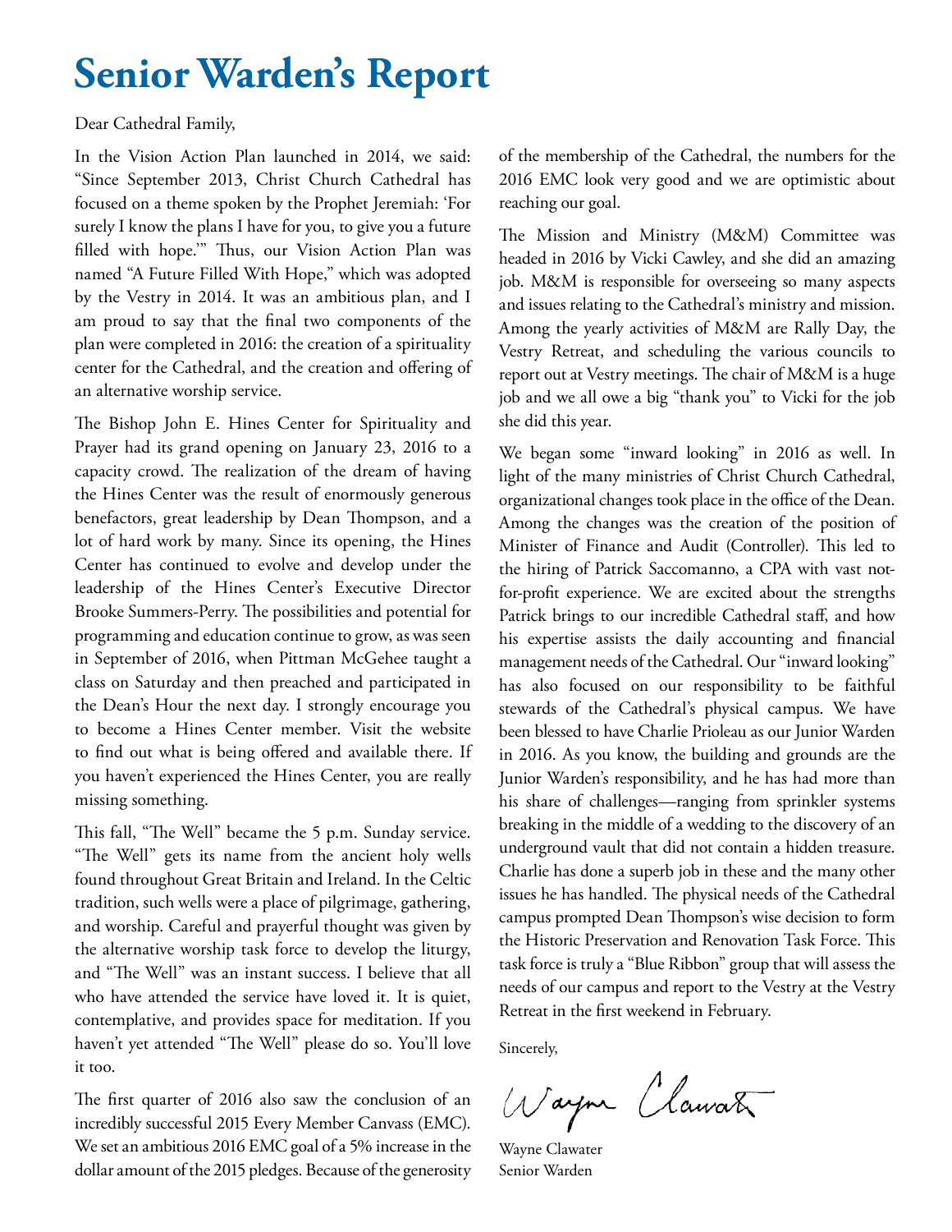# Senior Warden's Report

Dear Cathedral Family,

In the Vision Action Plan launched in 2014, we said: "Since September 2013, Christ Church Cathedral has focused on a theme spoken by the Prophet Jeremiah: 'For surely I know the plans I have for you, to give you a future filled with hope.'" Thus, our Vision Action Plan was named "A Future Filled With Hope," which was adopted by the Vestry in 2014. It was an ambitious plan, and I am proud to say that the final two components of the plan were completed in 2016: the creation of a spirituality center for the Cathedral, and the creation and offering of an alternative worship service.

The Bishop John E. Hines Center for Spirituality and Prayer had its grand opening on January 23, 2016 to a capacity crowd. The realization of the dream of having the Hines Center was the result of enormously generous benefactors, great leadership by Dean Thompson, and a lot of hard work by many. Since its opening, the Hines Center has continued to evolve and develop under the leadership of the Hines Center's Executive Director Brooke Summers-Perry. The possibilities and potential for programming and education continue to grow, as was seen in September of 2016, when Pittman McGehee taught a class on Saturday and then preached and participated in the Dean's Hour the next day. I strongly encourage you to become a Hines Center member. Visit the website to find out what is being offered and available there. If you haven't experienced the Hines Center, you are really missing something.

This fall, "The Well" became the 5 p.m. Sunday service. "The Well" gets its name from the ancient holy wells found throughout Great Britain and Ireland. In the Celtic tradition, such wells were a place of pilgrimage, gathering, and worship. Careful and prayerful thought was given by the alternative worship task force to develop the liturgy, and "The Well" was an instant success. I believe that all who have attended the service have loved it. It is quiet, contemplative, and provides space for meditation. If you haven't yet attended "The Well" please do so. You'll love it too.

The first quarter of 2016 also saw the conclusion of an incredibly successful 2015 Every Member Canvass (EMC). We set an ambitious 2016 EMC goal of a 5% increase in the dollar amount of the 2015 pledges. Because of the generosity of the membership of the Cathedral, the numbers for the 2016 EMC look very good and we are optimistic about reaching our goal.

The Mission and Ministry (M&M) Committee was headed in 2016 by Vicki Cawley, and she did an amazing job. M&M is responsible for overseeing so many aspects and issues relating to the Cathedral's ministry and mission. Among the yearly activities of M&M are Rally Day, the Vestry Retreat, and scheduling the various councils to report out at Vestry meetings. The chair of M&M is a huge job and we all owe a big "thank you" to Vicki for the job she did this year.

We began some "inward looking" in 2016 as well. In light of the many ministries of Christ Church Cathedral, organizational changes took place in the office of the Dean. Among the changes was the creation of the position of Minister of Finance and Audit (Controller). This led to the hiring of Patrick Saccomanno, a CPA with vast not-for-profit experience. We are excited about the strengths Patrick brings to our incredible Cathedral staff, and how his expertise assists the daily accounting and financial management needs of the Cathedral. Our "inward looking" has also focused on our responsibility to be faithful stewards of the Cathedral's physical campus. We have been blessed to have Charlie Prioleau as our Junior Warden in 2016. As you know, the building and grounds are the Junior Warden's responsibility, and he has had more than his share of challenges—ranging from sprinkler systems breaking in the middle of a wedding to the discovery of an underground vault that did not contain a hidden treasure. Charlie has done a superb job in these and the many other issues he has handled. The physical needs of the Cathedral campus prompted Dean Thompson's wise decision to form the Historic Preservation and Renovation Task Force. This task force is truly a "Blue Ribbon" group that will assess the needs of our campus and report to the Vestry at the Vestry Retreat in the first weekend in February.

Sincerely,

Wayne Clawater

Wayne Clawater
Senior Warden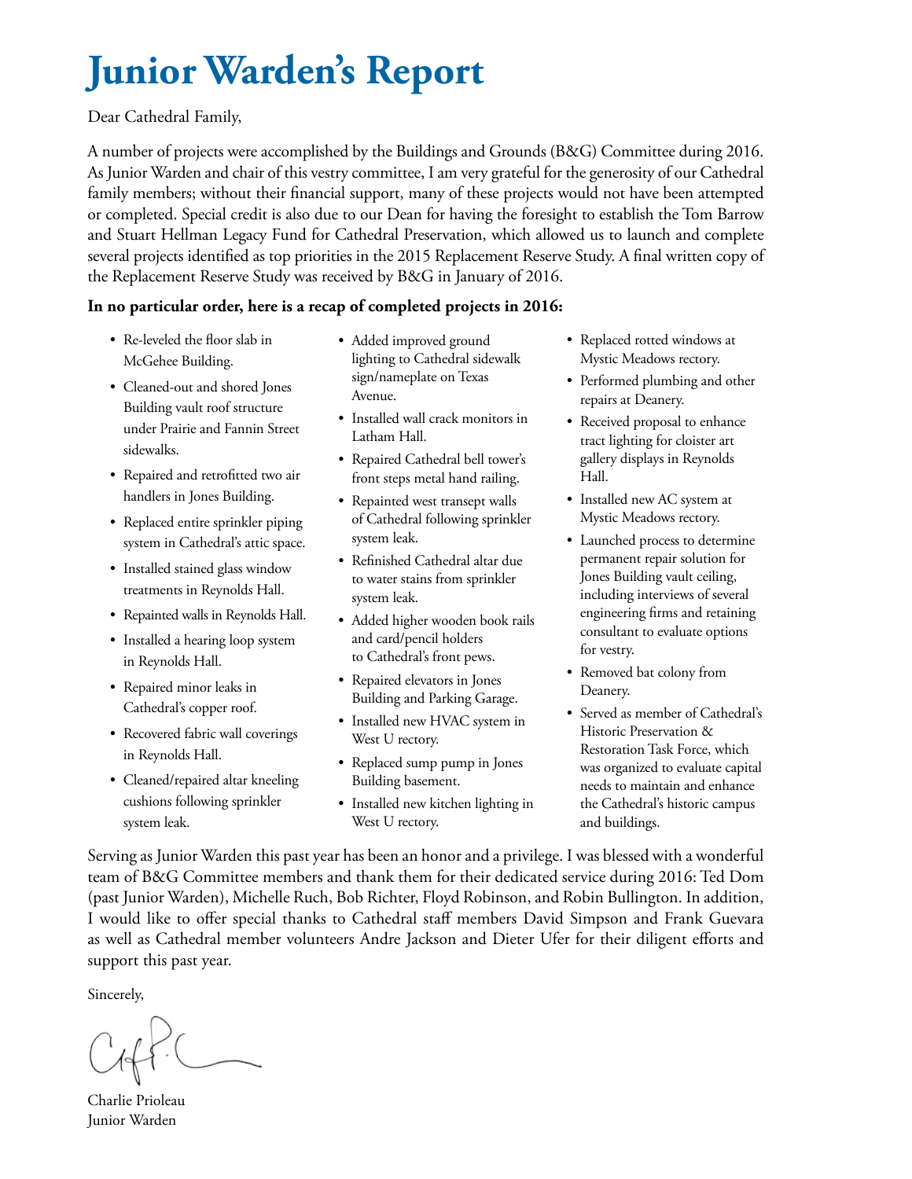# Junior Warden's Report

Dear Cathedral Family,

A number of projects were accomplished by the Buildings and Grounds (B&G) Committee during 2016. As Junior Warden and chair of this vestry committee, I am very grateful for the generosity of our Cathedral family members; without their financial support, many of these projects would not have been attempted or completed. Special credit is also due to our Dean for having the foresight to establish the Tom Barrow and Stuart Hellman Legacy Fund for Cathedral Preservation, which allowed us to launch and complete several projects identified as top priorities in the 2015 Replacement Reserve Study. A final written copy of the Replacement Reserve Study was received by B&G in January of 2016.

**In no particular order, here is a recap of completed projects in 2016:**

- Re-leveled the floor slab in McGehee Building.
- Cleaned-out and shored Jones Building vault roof structure under Prairie and Fannin Street sidewalks.
- Repaired and retrofitted two air handlers in Jones Building.
- Replaced entire sprinkler piping system in Cathedral's attic space.
- Installed stained glass window treatments in Reynolds Hall.
- Repainted walls in Reynolds Hall.
- Installed a hearing loop system in Reynolds Hall.
- Repaired minor leaks in Cathedral's copper roof.
- Recovered fabric wall coverings in Reynolds Hall.
- Cleaned/repaired altar kneeling cushions following sprinkler system leak.
- Added improved ground lighting to Cathedral sidewalk sign/nameplate on Texas Avenue.
- Installed wall crack monitors in Latham Hall.
- Repaired Cathedral bell tower's front steps metal hand railing.
- Repainted west transept walls of Cathedral following sprinkler system leak.
- Refinished Cathedral altar due to water stains from sprinkler system leak.
- Added higher wooden book rails and card/pencil holders to Cathedral's front pews.
- Repaired elevators in Jones Building and Parking Garage.
- Installed new HVAC system in West U rectory.
- Replaced sump pump in Jones Building basement.
- Installed new kitchen lighting in West U rectory.
- Replaced rotted windows at Mystic Meadows rectory.
- Performed plumbing and other repairs at Deanery.
- Received proposal to enhance tract lighting for cloister art gallery displays in Reynolds Hall.
- Installed new AC system at Mystic Meadows rectory.
- Launched process to determine permanent repair solution for Jones Building vault ceiling, including interviews of several engineering firms and retaining consultant to evaluate options for vestry.
- Removed bat colony from Deanery.
- Served as member of Cathedral's Historic Preservation & Restoration Task Force, which was organized to evaluate capital needs to maintain and enhance the Cathedral's historic campus and buildings.

Serving as Junior Warden this past year has been an honor and a privilege. I was blessed with a wonderful team of B&G Committee members and thank them for their dedicated service during 2016: Ted Dom (past Junior Warden), Michelle Ruch, Bob Richter, Floyd Robinson, and Robin Bullington. In addition, I would like to offer special thanks to Cathedral staff members David Simpson and Frank Guevara as well as Cathedral member volunteers Andre Jackson and Dieter Ufer for their diligent efforts and support this past year.

Sincerely,

Charlie Prioleau
Junior Warden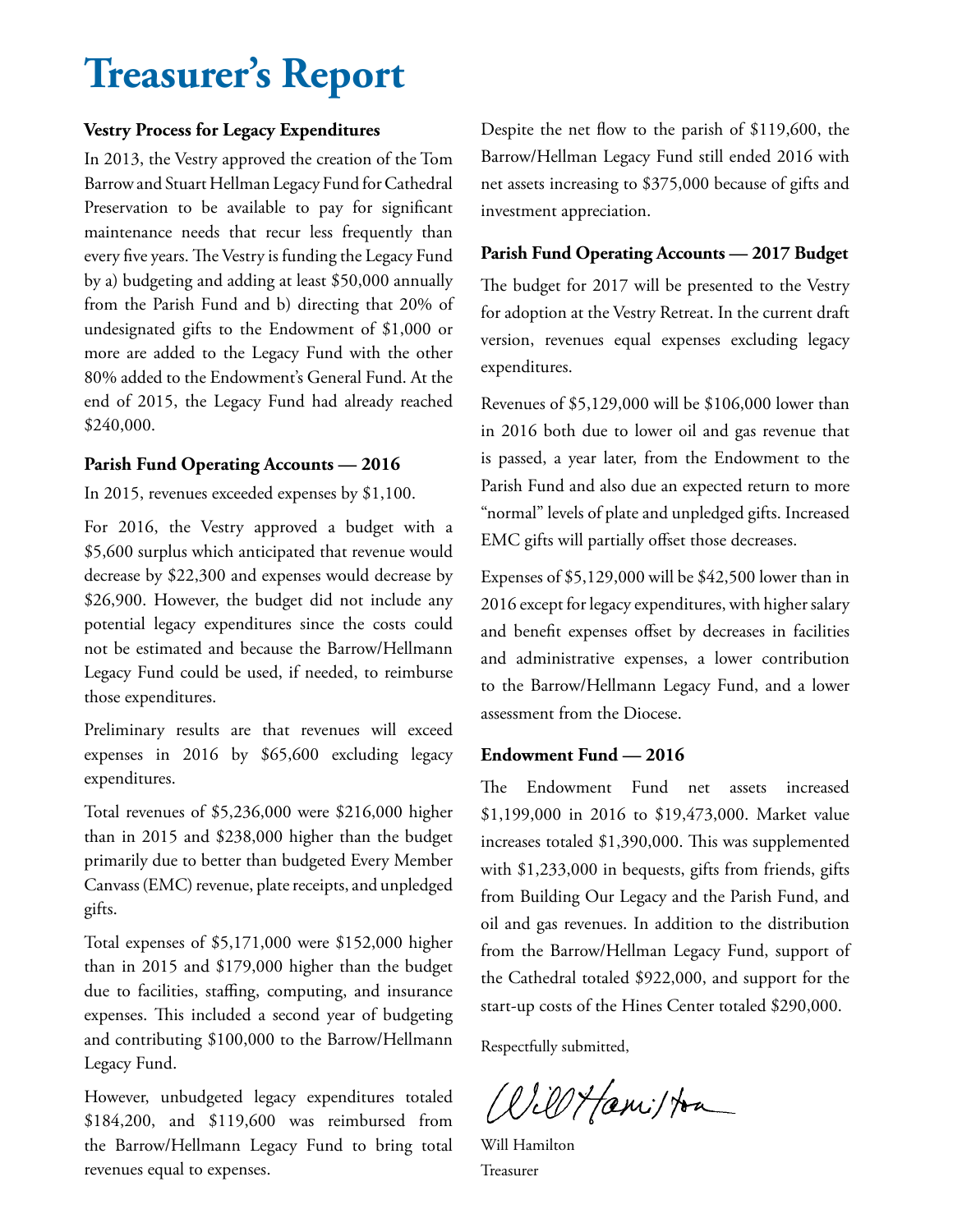# Treasurer's Report

**Vestry Process for Legacy Expenditures**

In 2013, the Vestry approved the creation of the Tom Barrow and Stuart Hellman Legacy Fund for Cathedral Preservation to be available to pay for significant maintenance needs that recur less frequently than every five years. The Vestry is funding the Legacy Fund by a) budgeting and adding at least $50,000 annually from the Parish Fund and b) directing that 20% of undesignated gifts to the Endowment of $1,000 or more are added to the Legacy Fund with the other 80% added to the Endowment's General Fund. At the end of 2015, the Legacy Fund had already reached $240,000.

**Parish Fund Operating Accounts — 2016**

In 2015, revenues exceeded expenses by $1,100.

For 2016, the Vestry approved a budget with a $5,600 surplus which anticipated that revenue would decrease by $22,300 and expenses would decrease by $26,900. However, the budget did not include any potential legacy expenditures since the costs could not be estimated and because the Barrow/Hellmann Legacy Fund could be used, if needed, to reimburse those expenditures.

Preliminary results are that revenues will exceed expenses in 2016 by $65,600 excluding legacy expenditures.

Total revenues of $5,236,000 were $216,000 higher than in 2015 and $238,000 higher than the budget primarily due to better than budgeted Every Member Canvass (EMC) revenue, plate receipts, and unpledged gifts.

Total expenses of $5,171,000 were $152,000 higher than in 2015 and $179,000 higher than the budget due to facilities, staffing, computing, and insurance expenses. This included a second year of budgeting and contributing $100,000 to the Barrow/Hellmann Legacy Fund.

However, unbudgeted legacy expenditures totaled $184,200, and $119,600 was reimbursed from the Barrow/Hellmann Legacy Fund to bring total revenues equal to expenses.

Despite the net flow to the parish of $119,600, the Barrow/Hellman Legacy Fund still ended 2016 with net assets increasing to $375,000 because of gifts and investment appreciation.

**Parish Fund Operating Accounts — 2017 Budget**

The budget for 2017 will be presented to the Vestry for adoption at the Vestry Retreat. In the current draft version, revenues equal expenses excluding legacy expenditures.

Revenues of $5,129,000 will be $106,000 lower than in 2016 both due to lower oil and gas revenue that is passed, a year later, from the Endowment to the Parish Fund and also due an expected return to more "normal" levels of plate and unpledged gifts. Increased EMC gifts will partially offset those decreases.

Expenses of $5,129,000 will be $42,500 lower than in 2016 except for legacy expenditures, with higher salary and benefit expenses offset by decreases in facilities and administrative expenses, a lower contribution to the Barrow/Hellmann Legacy Fund, and a lower assessment from the Diocese.

**Endowment Fund — 2016**

The Endowment Fund net assets increased $1,199,000 in 2016 to $19,473,000. Market value increases totaled $1,390,000. This was supplemented with $1,233,000 in bequests, gifts from friends, gifts from Building Our Legacy and the Parish Fund, and oil and gas revenues. In addition to the distribution from the Barrow/Hellman Legacy Fund, support of the Cathedral totaled $922,000, and support for the start-up costs of the Hines Center totaled $290,000.

Respectfully submitted,

Will Hamilton
Treasurer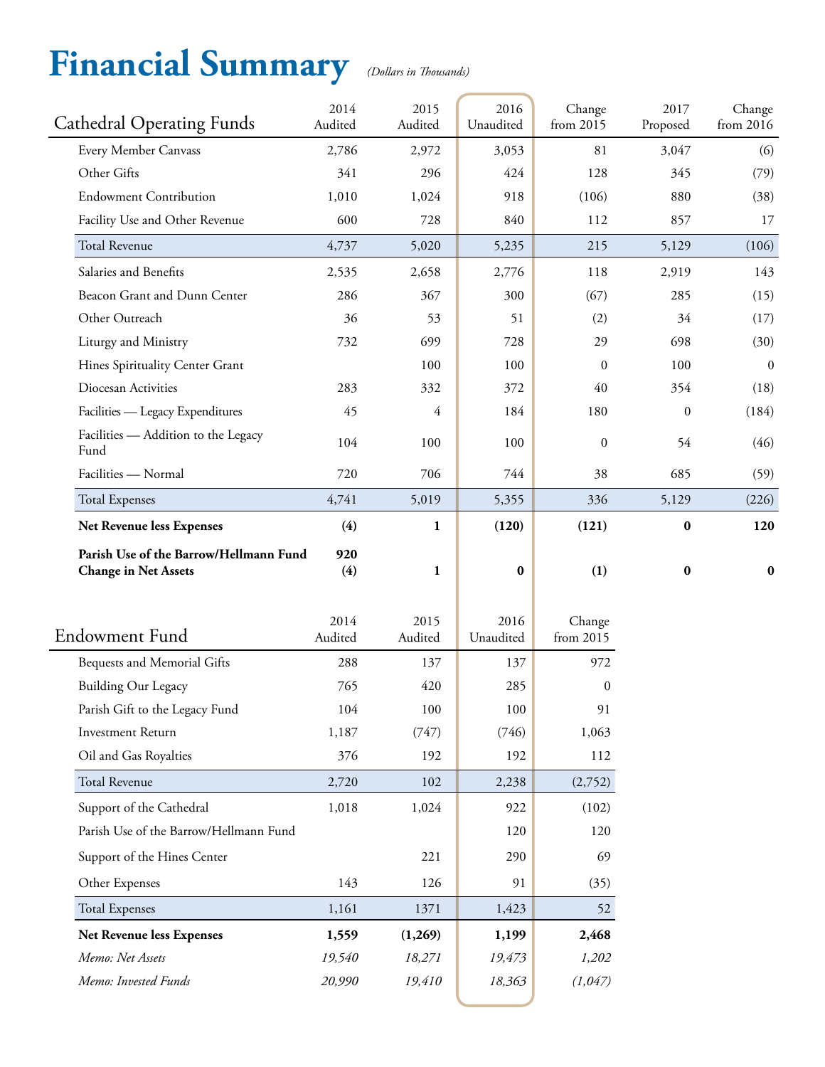# Financial Summary *(Dollars in Thousands)*

| Cathedral Operating Funds | 2014 Audited | 2015 Audited | 2016 Unaudited | Change from 2015 | 2017 Proposed | Change from 2016 |
|---|---|---|---|---|---|---|
| Every Member Canvass | 2,786 | 2,972 | 3,053 | 81 | 3,047 | (6) |
| Other Gifts | 341 | 296 | 424 | 128 | 345 | (79) |
| Endowment Contribution | 1,010 | 1,024 | 918 | (106) | 880 | (38) |
| Facility Use and Other Revenue | 600 | 728 | 840 | 112 | 857 | 17 |
| Total Revenue | 4,737 | 5,020 | 5,235 | 215 | 5,129 | (106) |
| Salaries and Benefits | 2,535 | 2,658 | 2,776 | 118 | 2,919 | 143 |
| Beacon Grant and Dunn Center | 286 | 367 | 300 | (67) | 285 | (15) |
| Other Outreach | 36 | 53 | 51 | (2) | 34 | (17) |
| Liturgy and Ministry | 732 | 699 | 728 | 29 | 698 | (30) |
| Hines Spirituality Center Grant | | 100 | 100 | 0 | 100 | 0 |
| Diocesan Activities | 283 | 332 | 372 | 40 | 354 | (18) |
| Facilities — Legacy Expenditures | 45 | 4 | 184 | 180 | 0 | (184) |
| Facilities — Addition to the Legacy Fund | 104 | 100 | 100 | 0 | 54 | (46) |
| Facilities — Normal | 720 | 706 | 744 | 38 | 685 | (59) |
| Total Expenses | 4,741 | 5,019 | 5,355 | 336 | 5,129 | (226) |
| **Net Revenue less Expenses** | **(4)** | **1** | **(120)** | **(121)** | **0** | **120** |
| **Parish Use of the Barrow/Hellmann Fund** | **920** | | | | | |
| **Change in Net Assets** | **(4)** | **1** | **0** | **(1)** | **0** | **0** |

| Endowment Fund | 2014 Audited | 2015 Audited | 2016 Unaudited | Change from 2015 |
|---|---|---|---|---|
| Bequests and Memorial Gifts | 288 | 137 | 137 | 972 |
| Building Our Legacy | 765 | 420 | 285 | 0 |
| Parish Gift to the Legacy Fund | 104 | 100 | 100 | 91 |
| Investment Return | 1,187 | (747) | (746) | 1,063 |
| Oil and Gas Royalties | 376 | 192 | 192 | 112 |
| Total Revenue | 2,720 | 102 | 2,238 | (2,752) |
| Support of the Cathedral | 1,018 | 1,024 | 922 | (102) |
| Parish Use of the Barrow/Hellmann Fund | | | 120 | 120 |
| Support of the Hines Center | | 221 | 290 | 69 |
| Other Expenses | 143 | 126 | 91 | (35) |
| Total Expenses | 1,161 | 1371 | 1,423 | 52 |
| **Net Revenue less Expenses** | **1,559** | **(1,269)** | **1,199** | **2,468** |
| *Memo: Net Assets* | *19,540* | *18,271* | *19,473* | *1,202* |
| *Memo: Invested Funds* | *20,990* | *19,410* | *18,363* | *(1,047)* |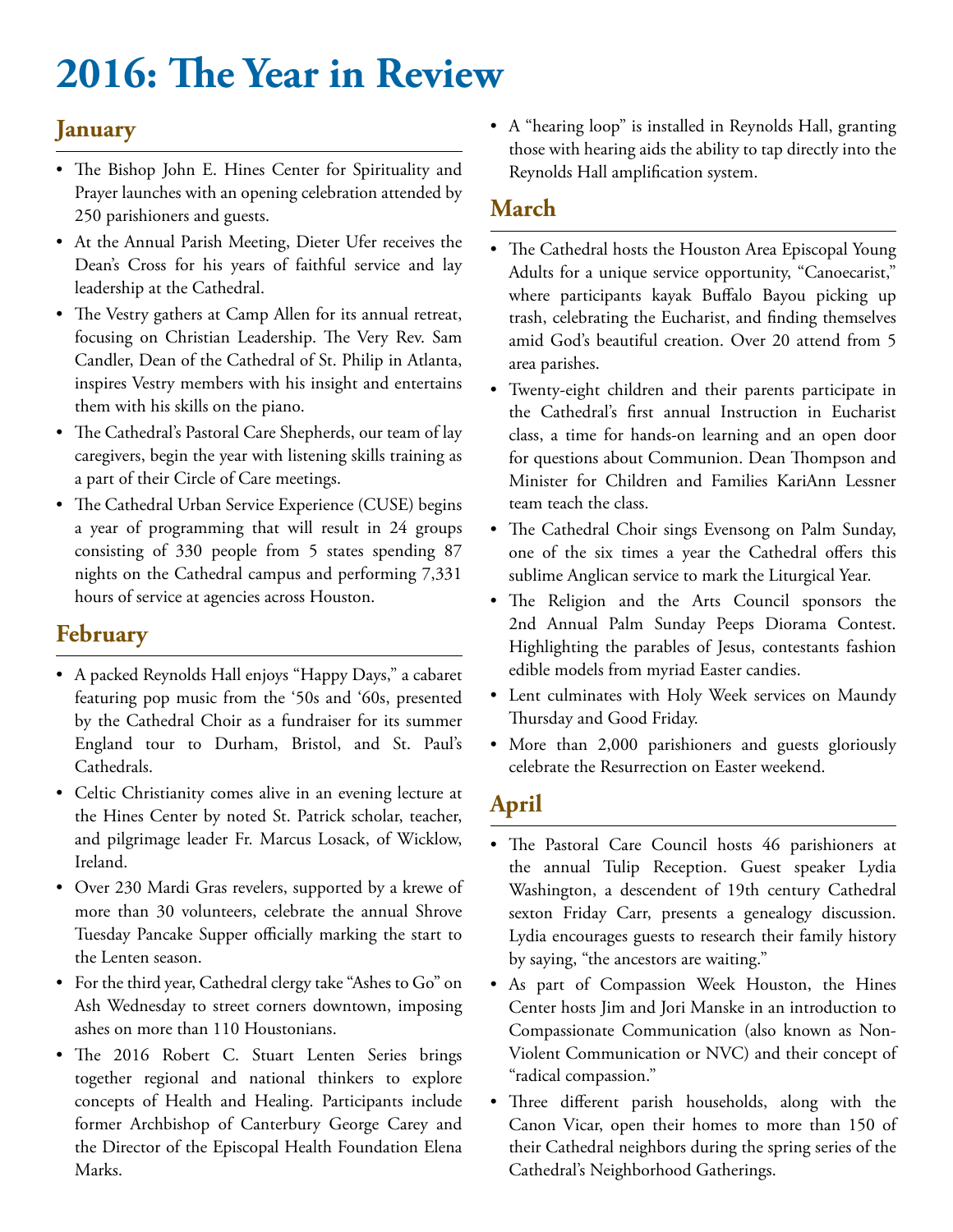# 2016: The Year in Review

## January

- The Bishop John E. Hines Center for Spirituality and Prayer launches with an opening celebration attended by 250 parishioners and guests.
- At the Annual Parish Meeting, Dieter Ufer receives the Dean's Cross for his years of faithful service and lay leadership at the Cathedral.
- The Vestry gathers at Camp Allen for its annual retreat, focusing on Christian Leadership. The Very Rev. Sam Candler, Dean of the Cathedral of St. Philip in Atlanta, inspires Vestry members with his insight and entertains them with his skills on the piano.
- The Cathedral's Pastoral Care Shepherds, our team of lay caregivers, begin the year with listening skills training as a part of their Circle of Care meetings.
- The Cathedral Urban Service Experience (CUSE) begins a year of programming that will result in 24 groups consisting of 330 people from 5 states spending 87 nights on the Cathedral campus and performing 7,331 hours of service at agencies across Houston.

## February

- A packed Reynolds Hall enjoys "Happy Days," a cabaret featuring pop music from the '50s and '60s, presented by the Cathedral Choir as a fundraiser for its summer England tour to Durham, Bristol, and St. Paul's Cathedrals.
- Celtic Christianity comes alive in an evening lecture at the Hines Center by noted St. Patrick scholar, teacher, and pilgrimage leader Fr. Marcus Losack, of Wicklow, Ireland.
- Over 230 Mardi Gras revelers, supported by a krewe of more than 30 volunteers, celebrate the annual Shrove Tuesday Pancake Supper officially marking the start to the Lenten season.
- For the third year, Cathedral clergy take "Ashes to Go" on Ash Wednesday to street corners downtown, imposing ashes on more than 110 Houstonians.
- The 2016 Robert C. Stuart Lenten Series brings together regional and national thinkers to explore concepts of Health and Healing. Participants include former Archbishop of Canterbury George Carey and the Director of the Episcopal Health Foundation Elena Marks.
- A "hearing loop" is installed in Reynolds Hall, granting those with hearing aids the ability to tap directly into the Reynolds Hall amplification system.

## March

- The Cathedral hosts the Houston Area Episcopal Young Adults for a unique service opportunity, "Canoecarist," where participants kayak Buffalo Bayou picking up trash, celebrating the Eucharist, and finding themselves amid God's beautiful creation. Over 20 attend from 5 area parishes.
- Twenty-eight children and their parents participate in the Cathedral's first annual Instruction in Eucharist class, a time for hands-on learning and an open door for questions about Communion. Dean Thompson and Minister for Children and Families KariAnn Lessner team teach the class.
- The Cathedral Choir sings Evensong on Palm Sunday, one of the six times a year the Cathedral offers this sublime Anglican service to mark the Liturgical Year.
- The Religion and the Arts Council sponsors the 2nd Annual Palm Sunday Peeps Diorama Contest. Highlighting the parables of Jesus, contestants fashion edible models from myriad Easter candies.
- Lent culminates with Holy Week services on Maundy Thursday and Good Friday.
- More than 2,000 parishioners and guests gloriously celebrate the Resurrection on Easter weekend.

## April

- The Pastoral Care Council hosts 46 parishioners at the annual Tulip Reception. Guest speaker Lydia Washington, a descendent of 19th century Cathedral sexton Friday Carr, presents a genealogy discussion. Lydia encourages guests to research their family history by saying, "the ancestors are waiting."
- As part of Compassion Week Houston, the Hines Center hosts Jim and Jori Manske in an introduction to Compassionate Communication (also known as Non-Violent Communication or NVC) and their concept of "radical compassion."
- Three different parish households, along with the Canon Vicar, open their homes to more than 150 of their Cathedral neighbors during the spring series of the Cathedral's Neighborhood Gatherings.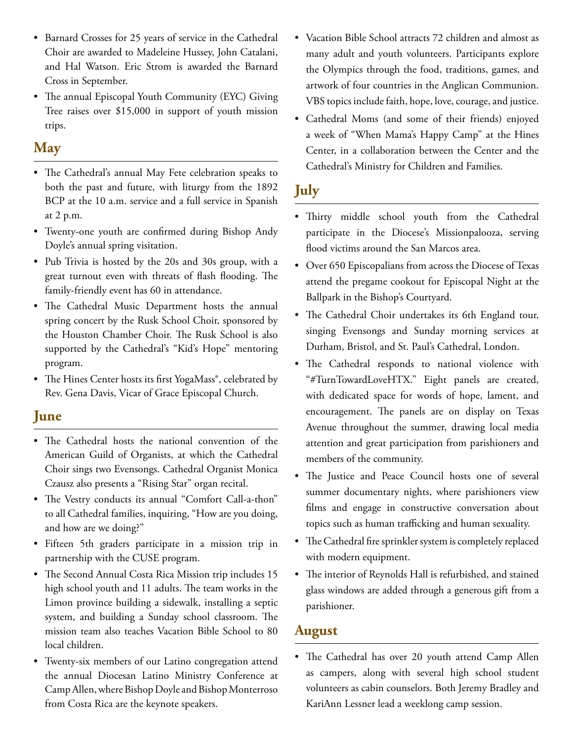- Barnard Crosses for 25 years of service in the Cathedral Choir are awarded to Madeleine Hussey, John Catalani, and Hal Watson. Eric Strom is awarded the Barnard Cross in September.
- The annual Episcopal Youth Community (EYC) Giving Tree raises over $15,000 in support of youth mission trips.

## May

- The Cathedral's annual May Fete celebration speaks to both the past and future, with liturgy from the 1892 BCP at the 10 a.m. service and a full service in Spanish at 2 p.m.
- Twenty-one youth are confirmed during Bishop Andy Doyle's annual spring visitation.
- Pub Trivia is hosted by the 20s and 30s group, with a great turnout even with threats of flash flooding. The family-friendly event has 60 in attendance.
- The Cathedral Music Department hosts the annual spring concert by the Rusk School Choir, sponsored by the Houston Chamber Choir. The Rusk School is also supported by the Cathedral's "Kid's Hope" mentoring program.
- The Hines Center hosts its first YogaMass®, celebrated by Rev. Gena Davis, Vicar of Grace Episcopal Church.

## June

- The Cathedral hosts the national convention of the American Guild of Organists, at which the Cathedral Choir sings two Evensongs. Cathedral Organist Monica Czausz also presents a "Rising Star" organ recital.
- The Vestry conducts its annual "Comfort Call-a-thon" to all Cathedral families, inquiring, "How are you doing, and how are we doing?"
- Fifteen 5th graders participate in a mission trip in partnership with the CUSE program.
- The Second Annual Costa Rica Mission trip includes 15 high school youth and 11 adults. The team works in the Limon province building a sidewalk, installing a septic system, and building a Sunday school classroom. The mission team also teaches Vacation Bible School to 80 local children.
- Twenty-six members of our Latino congregation attend the annual Diocesan Latino Ministry Conference at Camp Allen, where Bishop Doyle and Bishop Monterroso from Costa Rica are the keynote speakers.
- Vacation Bible School attracts 72 children and almost as many adult and youth volunteers. Participants explore the Olympics through the food, traditions, games, and artwork of four countries in the Anglican Communion. VBS topics include faith, hope, love, courage, and justice.
- Cathedral Moms (and some of their friends) enjoyed a week of "When Mama's Happy Camp" at the Hines Center, in a collaboration between the Center and the Cathedral's Ministry for Children and Families.

## July

- Thirty middle school youth from the Cathedral participate in the Diocese's Missionpalooza, serving flood victims around the San Marcos area.
- Over 650 Episcopalians from across the Diocese of Texas attend the pregame cookout for Episcopal Night at the Ballpark in the Bishop's Courtyard.
- The Cathedral Choir undertakes its 6th England tour, singing Evensongs and Sunday morning services at Durham, Bristol, and St. Paul's Cathedral, London.
- The Cathedral responds to national violence with "#TurnTowardLoveHTX." Eight panels are created, with dedicated space for words of hope, lament, and encouragement. The panels are on display on Texas Avenue throughout the summer, drawing local media attention and great participation from parishioners and members of the community.
- The Justice and Peace Council hosts one of several summer documentary nights, where parishioners view films and engage in constructive conversation about topics such as human trafficking and human sexuality.
- The Cathedral fire sprinkler system is completely replaced with modern equipment.
- The interior of Reynolds Hall is refurbished, and stained glass windows are added through a generous gift from a parishioner.

## August

- The Cathedral has over 20 youth attend Camp Allen as campers, along with several high school student volunteers as cabin counselors. Both Jeremy Bradley and KariAnn Lessner lead a weeklong camp session.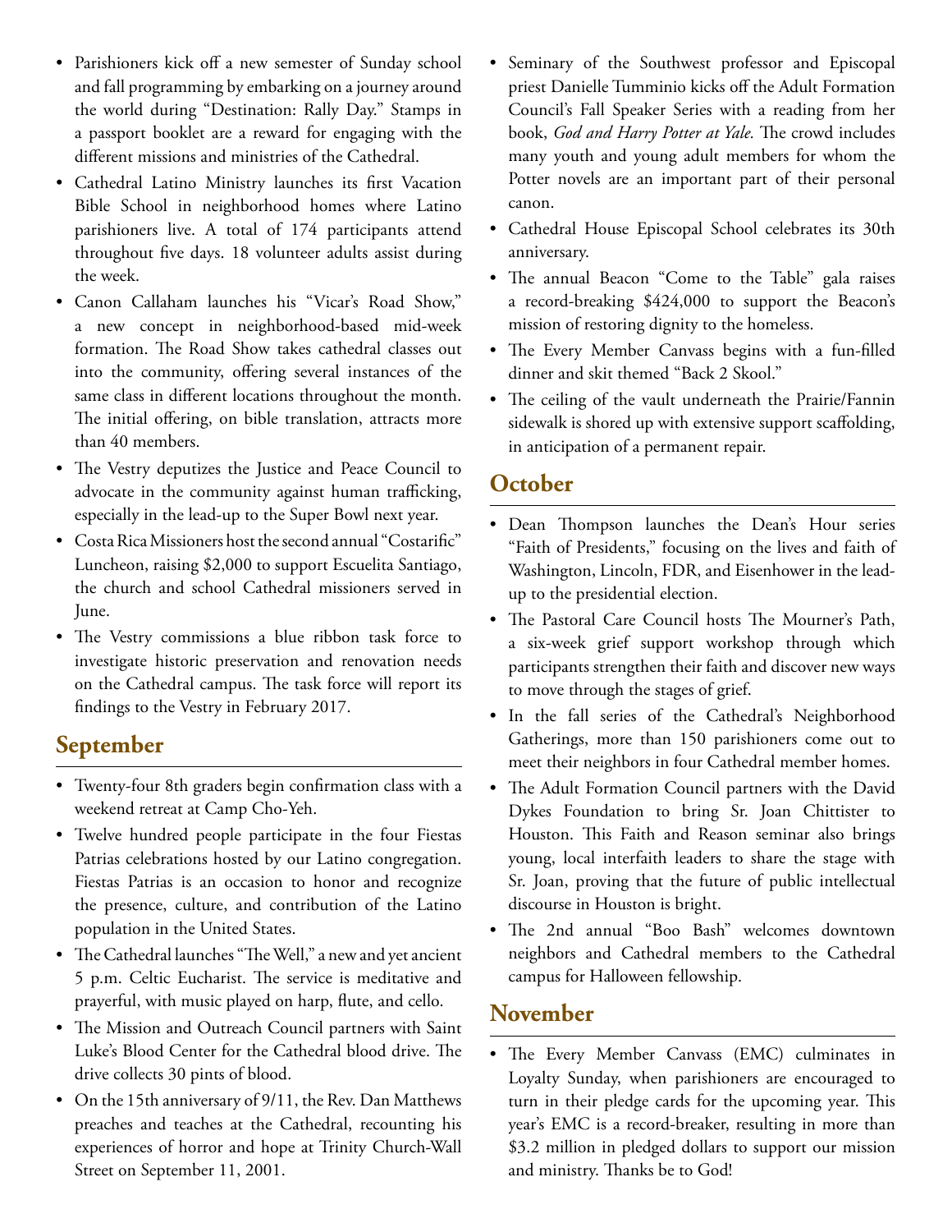- Parishioners kick off a new semester of Sunday school and fall programming by embarking on a journey around the world during "Destination: Rally Day." Stamps in a passport booklet are a reward for engaging with the different missions and ministries of the Cathedral.
- Cathedral Latino Ministry launches its first Vacation Bible School in neighborhood homes where Latino parishioners live. A total of 174 participants attend throughout five days. 18 volunteer adults assist during the week.
- Canon Callaham launches his "Vicar's Road Show," a new concept in neighborhood-based mid-week formation. The Road Show takes cathedral classes out into the community, offering several instances of the same class in different locations throughout the month. The initial offering, on bible translation, attracts more than 40 members.
- The Vestry deputizes the Justice and Peace Council to advocate in the community against human trafficking, especially in the lead-up to the Super Bowl next year.
- Costa Rica Missioners host the second annual "Costarific" Luncheon, raising $2,000 to support Escuelita Santiago, the church and school Cathedral missioners served in June.
- The Vestry commissions a blue ribbon task force to investigate historic preservation and renovation needs on the Cathedral campus. The task force will report its findings to the Vestry in February 2017.

## September

- Twenty-four 8th graders begin confirmation class with a weekend retreat at Camp Cho-Yeh.
- Twelve hundred people participate in the four Fiestas Patrias celebrations hosted by our Latino congregation. Fiestas Patrias is an occasion to honor and recognize the presence, culture, and contribution of the Latino population in the United States.
- The Cathedral launches "The Well," a new and yet ancient 5 p.m. Celtic Eucharist. The service is meditative and prayerful, with music played on harp, flute, and cello.
- The Mission and Outreach Council partners with Saint Luke's Blood Center for the Cathedral blood drive. The drive collects 30 pints of blood.
- On the 15th anniversary of 9/11, the Rev. Dan Matthews preaches and teaches at the Cathedral, recounting his experiences of horror and hope at Trinity Church-Wall Street on September 11, 2001.
- Seminary of the Southwest professor and Episcopal priest Danielle Tumminio kicks off the Adult Formation Council's Fall Speaker Series with a reading from her book, *God and Harry Potter at Yale.* The crowd includes many youth and young adult members for whom the Potter novels are an important part of their personal canon.
- Cathedral House Episcopal School celebrates its 30th anniversary.
- The annual Beacon "Come to the Table" gala raises a record-breaking $424,000 to support the Beacon's mission of restoring dignity to the homeless.
- The Every Member Canvass begins with a fun-filled dinner and skit themed "Back 2 Skool."
- The ceiling of the vault underneath the Prairie/Fannin sidewalk is shored up with extensive support scaffolding, in anticipation of a permanent repair.

## October

- Dean Thompson launches the Dean's Hour series "Faith of Presidents," focusing on the lives and faith of Washington, Lincoln, FDR, and Eisenhower in the lead-up to the presidential election.
- The Pastoral Care Council hosts The Mourner's Path, a six-week grief support workshop through which participants strengthen their faith and discover new ways to move through the stages of grief.
- In the fall series of the Cathedral's Neighborhood Gatherings, more than 150 parishioners come out to meet their neighbors in four Cathedral member homes.
- The Adult Formation Council partners with the David Dykes Foundation to bring Sr. Joan Chittister to Houston. This Faith and Reason seminar also brings young, local interfaith leaders to share the stage with Sr. Joan, proving that the future of public intellectual discourse in Houston is bright.
- The 2nd annual "Boo Bash" welcomes downtown neighbors and Cathedral members to the Cathedral campus for Halloween fellowship.

## November

- The Every Member Canvass (EMC) culminates in Loyalty Sunday, when parishioners are encouraged to turn in their pledge cards for the upcoming year. This year's EMC is a record-breaker, resulting in more than $3.2 million in pledged dollars to support our mission and ministry. Thanks be to God!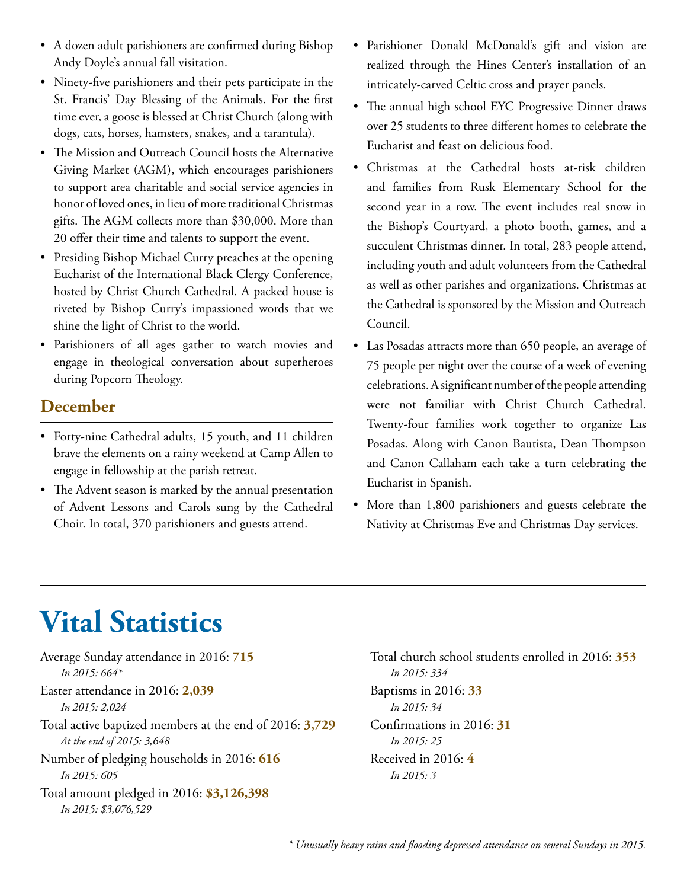- A dozen adult parishioners are confirmed during Bishop Andy Doyle's annual fall visitation.
- Ninety-five parishioners and their pets participate in the St. Francis' Day Blessing of the Animals. For the first time ever, a goose is blessed at Christ Church (along with dogs, cats, horses, hamsters, snakes, and a tarantula).
- The Mission and Outreach Council hosts the Alternative Giving Market (AGM), which encourages parishioners to support area charitable and social service agencies in honor of loved ones, in lieu of more traditional Christmas gifts. The AGM collects more than $30,000. More than 20 offer their time and talents to support the event.
- Presiding Bishop Michael Curry preaches at the opening Eucharist of the International Black Clergy Conference, hosted by Christ Church Cathedral. A packed house is riveted by Bishop Curry's impassioned words that we shine the light of Christ to the world.
- Parishioners of all ages gather to watch movies and engage in theological conversation about superheroes during Popcorn Theology.

## December

- Forty-nine Cathedral adults, 15 youth, and 11 children brave the elements on a rainy weekend at Camp Allen to engage in fellowship at the parish retreat.
- The Advent season is marked by the annual presentation of Advent Lessons and Carols sung by the Cathedral Choir. In total, 370 parishioners and guests attend.
- Parishioner Donald McDonald's gift and vision are realized through the Hines Center's installation of an intricately-carved Celtic cross and prayer panels.
- The annual high school EYC Progressive Dinner draws over 25 students to three different homes to celebrate the Eucharist and feast on delicious food.
- Christmas at the Cathedral hosts at-risk children and families from Rusk Elementary School for the second year in a row. The event includes real snow in the Bishop's Courtyard, a photo booth, games, and a succulent Christmas dinner. In total, 283 people attend, including youth and adult volunteers from the Cathedral as well as other parishes and organizations. Christmas at the Cathedral is sponsored by the Mission and Outreach Council.
- Las Posadas attracts more than 650 people, an average of 75 people per night over the course of a week of evening celebrations. A significant number of the people attending were not familiar with Christ Church Cathedral. Twenty-four families work together to organize Las Posadas. Along with Canon Bautista, Dean Thompson and Canon Callaham each take a turn celebrating the Eucharist in Spanish.
- More than 1,800 parishioners and guests celebrate the Nativity at Christmas Eve and Christmas Day services.

# Vital Statistics

Average Sunday attendance in 2016: **715**
*In 2015: 664**

Easter attendance in 2016: **2,039**
*In 2015: 2,024*

Total active baptized members at the end of 2016: **3,729**
*At the end of 2015: 3,648*

Number of pledging households in 2016: **616**
*In 2015: 605*

Total amount pledged in 2016: **$3,126,398**
*In 2015: $3,076,529*

Total church school students enrolled in 2016: **353**
*In 2015: 334*

Baptisms in 2016: **33**
*In 2015: 34*

Confirmations in 2016: **31**
*In 2015: 25*

Received in 2016: **4**
*In 2015: 3*

*\* Unusually heavy rains and flooding depressed attendance on several Sundays in 2015.*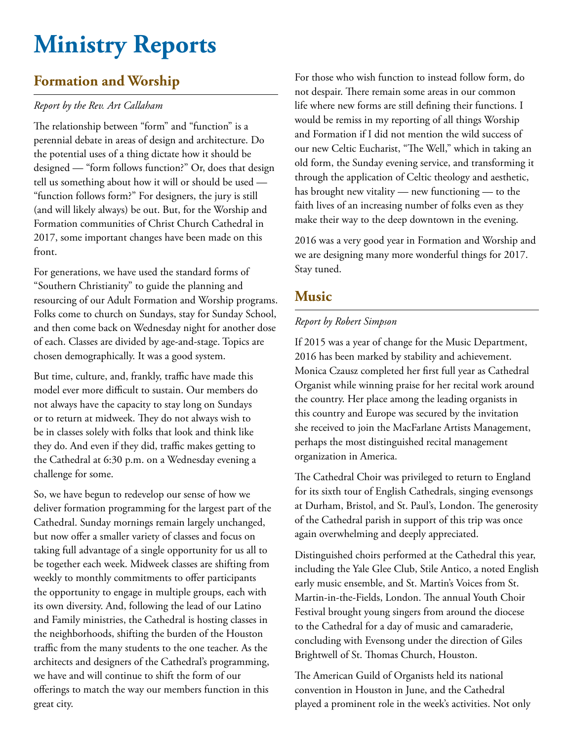# Ministry Reports

## Formation and Worship

*Report by the Rev. Art Callaham*

The relationship between "form" and "function" is a perennial debate in areas of design and architecture. Do the potential uses of a thing dictate how it should be designed — "form follows function?" Or, does that design tell us something about how it will or should be used — "function follows form?" For designers, the jury is still (and will likely always) be out. But, for the Worship and Formation communities of Christ Church Cathedral in 2017, some important changes have been made on this front.

For generations, we have used the standard forms of "Southern Christianity" to guide the planning and resourcing of our Adult Formation and Worship programs. Folks come to church on Sundays, stay for Sunday School, and then come back on Wednesday night for another dose of each. Classes are divided by age-and-stage. Topics are chosen demographically. It was a good system.

But time, culture, and, frankly, traffic have made this model ever more difficult to sustain. Our members do not always have the capacity to stay long on Sundays or to return at midweek. They do not always wish to be in classes solely with folks that look and think like they do. And even if they did, traffic makes getting to the Cathedral at 6:30 p.m. on a Wednesday evening a challenge for some.

So, we have begun to redevelop our sense of how we deliver formation programming for the largest part of the Cathedral. Sunday mornings remain largely unchanged, but now offer a smaller variety of classes and focus on taking full advantage of a single opportunity for us all to be together each week. Midweek classes are shifting from weekly to monthly commitments to offer participants the opportunity to engage in multiple groups, each with its own diversity. And, following the lead of our Latino and Family ministries, the Cathedral is hosting classes in the neighborhoods, shifting the burden of the Houston traffic from the many students to the one teacher. As the architects and designers of the Cathedral's programming, we have and will continue to shift the form of our offerings to match the way our members function in this great city.

For those who wish function to instead follow form, do not despair. There remain some areas in our common life where new forms are still defining their functions. I would be remiss in my reporting of all things Worship and Formation if I did not mention the wild success of our new Celtic Eucharist, "The Well," which in taking an old form, the Sunday evening service, and transforming it through the application of Celtic theology and aesthetic, has brought new vitality — new functioning — to the faith lives of an increasing number of folks even as they make their way to the deep downtown in the evening.

2016 was a very good year in Formation and Worship and we are designing many more wonderful things for 2017. Stay tuned.

## Music

*Report by Robert Simpson*

If 2015 was a year of change for the Music Department, 2016 has been marked by stability and achievement. Monica Czausz completed her first full year as Cathedral Organist while winning praise for her recital work around the country. Her place among the leading organists in this country and Europe was secured by the invitation she received to join the MacFarlane Artists Management, perhaps the most distinguished recital management organization in America.

The Cathedral Choir was privileged to return to England for its sixth tour of English Cathedrals, singing evensongs at Durham, Bristol, and St. Paul's, London. The generosity of the Cathedral parish in support of this trip was once again overwhelming and deeply appreciated.

Distinguished choirs performed at the Cathedral this year, including the Yale Glee Club, Stile Antico, a noted English early music ensemble, and St. Martin's Voices from St. Martin-in-the-Fields, London. The annual Youth Choir Festival brought young singers from around the diocese to the Cathedral for a day of music and camaraderie, concluding with Evensong under the direction of Giles Brightwell of St. Thomas Church, Houston.

The American Guild of Organists held its national convention in Houston in June, and the Cathedral played a prominent role in the week's activities. Not only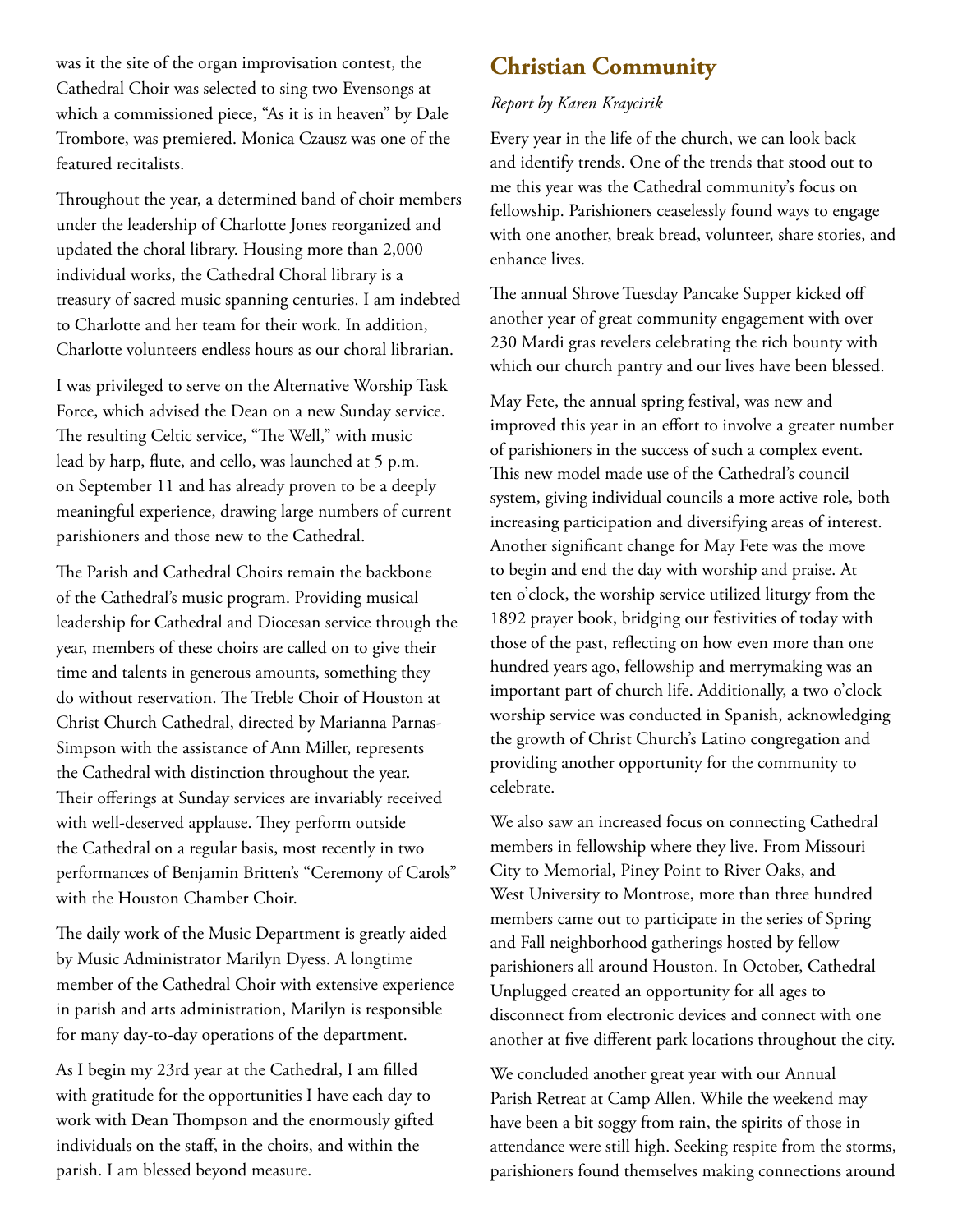was it the site of the organ improvisation contest, the Cathedral Choir was selected to sing two Evensongs at which a commissioned piece, "As it is in heaven" by Dale Trombore, was premiered. Monica Czausz was one of the featured recitalists.

Throughout the year, a determined band of choir members under the leadership of Charlotte Jones reorganized and updated the choral library. Housing more than 2,000 individual works, the Cathedral Choral library is a treasury of sacred music spanning centuries. I am indebted to Charlotte and her team for their work. In addition, Charlotte volunteers endless hours as our choral librarian.

I was privileged to serve on the Alternative Worship Task Force, which advised the Dean on a new Sunday service. The resulting Celtic service, "The Well," with music lead by harp, flute, and cello, was launched at 5 p.m. on September 11 and has already proven to be a deeply meaningful experience, drawing large numbers of current parishioners and those new to the Cathedral.

The Parish and Cathedral Choirs remain the backbone of the Cathedral's music program. Providing musical leadership for Cathedral and Diocesan service through the year, members of these choirs are called on to give their time and talents in generous amounts, something they do without reservation. The Treble Choir of Houston at Christ Church Cathedral, directed by Marianna Parnas-Simpson with the assistance of Ann Miller, represents the Cathedral with distinction throughout the year. Their offerings at Sunday services are invariably received with well-deserved applause. They perform outside the Cathedral on a regular basis, most recently in two performances of Benjamin Britten's "Ceremony of Carols" with the Houston Chamber Choir.

The daily work of the Music Department is greatly aided by Music Administrator Marilyn Dyess. A longtime member of the Cathedral Choir with extensive experience in parish and arts administration, Marilyn is responsible for many day-to-day operations of the department.

As I begin my 23rd year at the Cathedral, I am filled with gratitude for the opportunities I have each day to work with Dean Thompson and the enormously gifted individuals on the staff, in the choirs, and within the parish. I am blessed beyond measure.

## Christian Community

*Report by Karen Kraycirik*

Every year in the life of the church, we can look back and identify trends. One of the trends that stood out to me this year was the Cathedral community's focus on fellowship. Parishioners ceaselessly found ways to engage with one another, break bread, volunteer, share stories, and enhance lives.

The annual Shrove Tuesday Pancake Supper kicked off another year of great community engagement with over 230 Mardi gras revelers celebrating the rich bounty with which our church pantry and our lives have been blessed.

May Fete, the annual spring festival, was new and improved this year in an effort to involve a greater number of parishioners in the success of such a complex event. This new model made use of the Cathedral's council system, giving individual councils a more active role, both increasing participation and diversifying areas of interest. Another significant change for May Fete was the move to begin and end the day with worship and praise. At ten o'clock, the worship service utilized liturgy from the 1892 prayer book, bridging our festivities of today with those of the past, reflecting on how even more than one hundred years ago, fellowship and merrymaking was an important part of church life. Additionally, a two o'clock worship service was conducted in Spanish, acknowledging the growth of Christ Church's Latino congregation and providing another opportunity for the community to celebrate.

We also saw an increased focus on connecting Cathedral members in fellowship where they live. From Missouri City to Memorial, Piney Point to River Oaks, and West University to Montrose, more than three hundred members came out to participate in the series of Spring and Fall neighborhood gatherings hosted by fellow parishioners all around Houston. In October, Cathedral Unplugged created an opportunity for all ages to disconnect from electronic devices and connect with one another at five different park locations throughout the city.

We concluded another great year with our Annual Parish Retreat at Camp Allen. While the weekend may have been a bit soggy from rain, the spirits of those in attendance were still high. Seeking respite from the storms, parishioners found themselves making connections around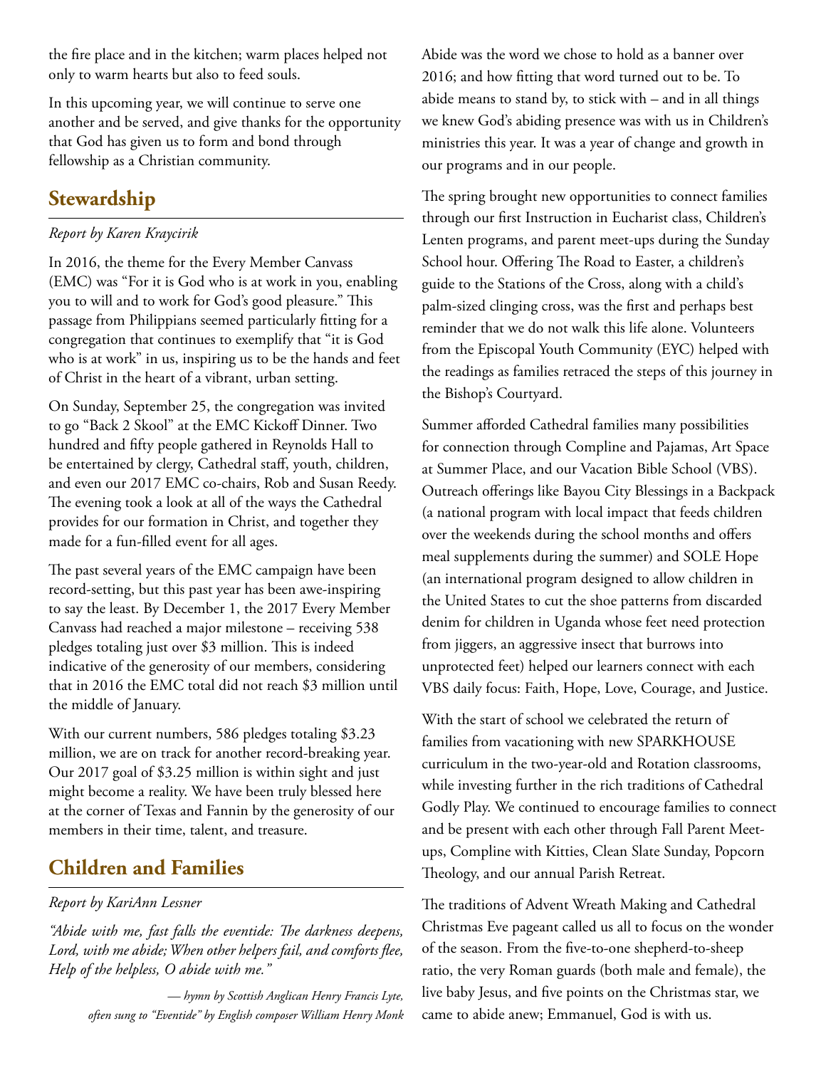the fire place and in the kitchen; warm places helped not only to warm hearts but also to feed souls.

In this upcoming year, we will continue to serve one another and be served, and give thanks for the opportunity that God has given us to form and bond through fellowship as a Christian community.

## Stewardship

*Report by Karen Kraycirik*

In 2016, the theme for the Every Member Canvass (EMC) was "For it is God who is at work in you, enabling you to will and to work for God's good pleasure." This passage from Philippians seemed particularly fitting for a congregation that continues to exemplify that "it is God who is at work" in us, inspiring us to be the hands and feet of Christ in the heart of a vibrant, urban setting.

On Sunday, September 25, the congregation was invited to go "Back 2 Skool" at the EMC Kickoff Dinner. Two hundred and fifty people gathered in Reynolds Hall to be entertained by clergy, Cathedral staff, youth, children, and even our 2017 EMC co-chairs, Rob and Susan Reedy. The evening took a look at all of the ways the Cathedral provides for our formation in Christ, and together they made for a fun-filled event for all ages.

The past several years of the EMC campaign have been record-setting, but this past year has been awe-inspiring to say the least. By December 1, the 2017 Every Member Canvass had reached a major milestone – receiving 538 pledges totaling just over $3 million. This is indeed indicative of the generosity of our members, considering that in 2016 the EMC total did not reach $3 million until the middle of January.

With our current numbers, 586 pledges totaling $3.23 million, we are on track for another record-breaking year. Our 2017 goal of $3.25 million is within sight and just might become a reality. We have been truly blessed here at the corner of Texas and Fannin by the generosity of our members in their time, talent, and treasure.

## Children and Families

*Report by KariAnn Lessner*

*"Abide with me, fast falls the eventide: The darkness deepens, Lord, with me abide; When other helpers fail, and comforts flee, Help of the helpless, O abide with me."*

*— hymn by Scottish Anglican Henry Francis Lyte, often sung to "Eventide" by English composer William Henry Monk*

Abide was the word we chose to hold as a banner over 2016; and how fitting that word turned out to be. To abide means to stand by, to stick with – and in all things we knew God's abiding presence was with us in Children's ministries this year. It was a year of change and growth in our programs and in our people.

The spring brought new opportunities to connect families through our first Instruction in Eucharist class, Children's Lenten programs, and parent meet-ups during the Sunday School hour. Offering The Road to Easter, a children's guide to the Stations of the Cross, along with a child's palm-sized clinging cross, was the first and perhaps best reminder that we do not walk this life alone. Volunteers from the Episcopal Youth Community (EYC) helped with the readings as families retraced the steps of this journey in the Bishop's Courtyard.

Summer afforded Cathedral families many possibilities for connection through Compline and Pajamas, Art Space at Summer Place, and our Vacation Bible School (VBS). Outreach offerings like Bayou City Blessings in a Backpack (a national program with local impact that feeds children over the weekends during the school months and offers meal supplements during the summer) and SOLE Hope (an international program designed to allow children in the United States to cut the shoe patterns from discarded denim for children in Uganda whose feet need protection from jiggers, an aggressive insect that burrows into unprotected feet) helped our learners connect with each VBS daily focus: Faith, Hope, Love, Courage, and Justice.

With the start of school we celebrated the return of families from vacationing with new SPARKHOUSE curriculum in the two-year-old and Rotation classrooms, while investing further in the rich traditions of Cathedral Godly Play. We continued to encourage families to connect and be present with each other through Fall Parent Meet-ups, Compline with Kitties, Clean Slate Sunday, Popcorn Theology, and our annual Parish Retreat.

The traditions of Advent Wreath Making and Cathedral Christmas Eve pageant called us all to focus on the wonder of the season. From the five-to-one shepherd-to-sheep ratio, the very Roman guards (both male and female), the live baby Jesus, and five points on the Christmas star, we came to abide anew; Emmanuel, God is with us.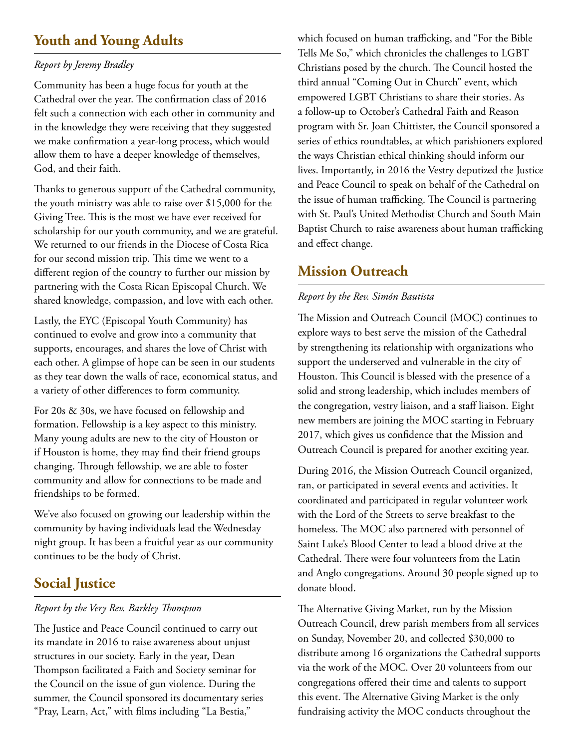## Youth and Young Adults

*Report by Jeremy Bradley*

Community has been a huge focus for youth at the Cathedral over the year. The confirmation class of 2016 felt such a connection with each other in community and in the knowledge they were receiving that they suggested we make confirmation a year-long process, which would allow them to have a deeper knowledge of themselves, God, and their faith.

Thanks to generous support of the Cathedral community, the youth ministry was able to raise over $15,000 for the Giving Tree. This is the most we have ever received for scholarship for our youth community, and we are grateful. We returned to our friends in the Diocese of Costa Rica for our second mission trip. This time we went to a different region of the country to further our mission by partnering with the Costa Rican Episcopal Church. We shared knowledge, compassion, and love with each other.

Lastly, the EYC (Episcopal Youth Community) has continued to evolve and grow into a community that supports, encourages, and shares the love of Christ with each other. A glimpse of hope can be seen in our students as they tear down the walls of race, economical status, and a variety of other differences to form community.

For 20s & 30s, we have focused on fellowship and formation. Fellowship is a key aspect to this ministry. Many young adults are new to the city of Houston or if Houston is home, they may find their friend groups changing. Through fellowship, we are able to foster community and allow for connections to be made and friendships to be formed.

We've also focused on growing our leadership within the community by having individuals lead the Wednesday night group. It has been a fruitful year as our community continues to be the body of Christ.

## Social Justice

*Report by the Very Rev. Barkley Thompson*

The Justice and Peace Council continued to carry out its mandate in 2016 to raise awareness about unjust structures in our society. Early in the year, Dean Thompson facilitated a Faith and Society seminar for the Council on the issue of gun violence. During the summer, the Council sponsored its documentary series "Pray, Learn, Act," with films including "La Bestia," which focused on human trafficking, and "For the Bible Tells Me So," which chronicles the challenges to LGBT Christians posed by the church. The Council hosted the third annual "Coming Out in Church" event, which empowered LGBT Christians to share their stories. As a follow-up to October's Cathedral Faith and Reason program with Sr. Joan Chittister, the Council sponsored a series of ethics roundtables, at which parishioners explored the ways Christian ethical thinking should inform our lives. Importantly, in 2016 the Vestry deputized the Justice and Peace Council to speak on behalf of the Cathedral on the issue of human trafficking. The Council is partnering with St. Paul's United Methodist Church and South Main Baptist Church to raise awareness about human trafficking and effect change.

## Mission Outreach

*Report by the Rev. Simón Bautista*

The Mission and Outreach Council (MOC) continues to explore ways to best serve the mission of the Cathedral by strengthening its relationship with organizations who support the underserved and vulnerable in the city of Houston. This Council is blessed with the presence of a solid and strong leadership, which includes members of the congregation, vestry liaison, and a staff liaison. Eight new members are joining the MOC starting in February 2017, which gives us confidence that the Mission and Outreach Council is prepared for another exciting year.

During 2016, the Mission Outreach Council organized, ran, or participated in several events and activities. It coordinated and participated in regular volunteer work with the Lord of the Streets to serve breakfast to the homeless. The MOC also partnered with personnel of Saint Luke's Blood Center to lead a blood drive at the Cathedral. There were four volunteers from the Latin and Anglo congregations. Around 30 people signed up to donate blood.

The Alternative Giving Market, run by the Mission Outreach Council, drew parish members from all services on Sunday, November 20, and collected $30,000 to distribute among 16 organizations the Cathedral supports via the work of the MOC. Over 20 volunteers from our congregations offered their time and talents to support this event. The Alternative Giving Market is the only fundraising activity the MOC conducts throughout the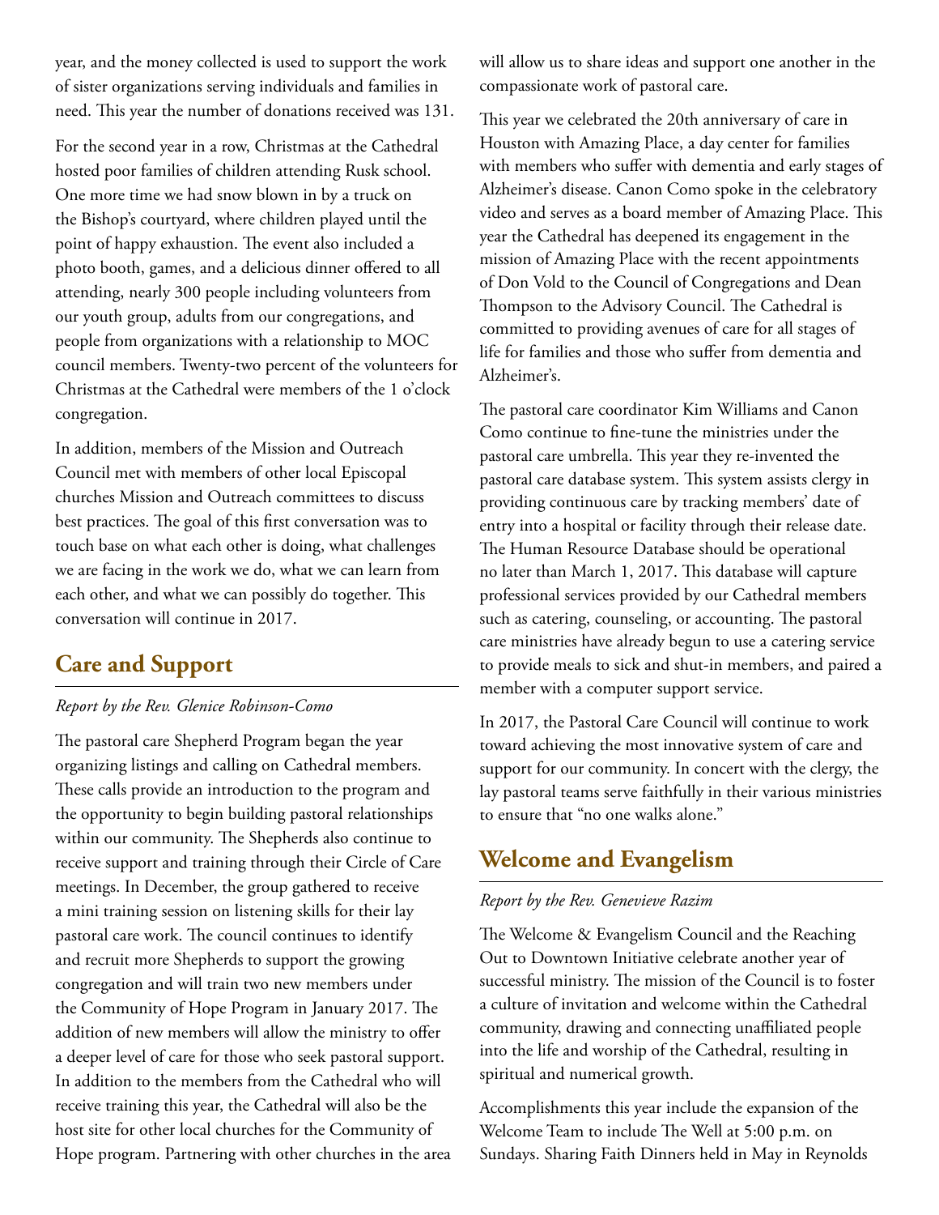year, and the money collected is used to support the work of sister organizations serving individuals and families in need. This year the number of donations received was 131.

For the second year in a row, Christmas at the Cathedral hosted poor families of children attending Rusk school. One more time we had snow blown in by a truck on the Bishop's courtyard, where children played until the point of happy exhaustion. The event also included a photo booth, games, and a delicious dinner offered to all attending, nearly 300 people including volunteers from our youth group, adults from our congregations, and people from organizations with a relationship to MOC council members. Twenty-two percent of the volunteers for Christmas at the Cathedral were members of the 1 o'clock congregation.

In addition, members of the Mission and Outreach Council met with members of other local Episcopal churches Mission and Outreach committees to discuss best practices. The goal of this first conversation was to touch base on what each other is doing, what challenges we are facing in the work we do, what we can learn from each other, and what we can possibly do together. This conversation will continue in 2017.

## Care and Support

*Report by the Rev. Glenice Robinson-Como*

The pastoral care Shepherd Program began the year organizing listings and calling on Cathedral members. These calls provide an introduction to the program and the opportunity to begin building pastoral relationships within our community. The Shepherds also continue to receive support and training through their Circle of Care meetings. In December, the group gathered to receive a mini training session on listening skills for their lay pastoral care work. The council continues to identify and recruit more Shepherds to support the growing congregation and will train two new members under the Community of Hope Program in January 2017. The addition of new members will allow the ministry to offer a deeper level of care for those who seek pastoral support. In addition to the members from the Cathedral who will receive training this year, the Cathedral will also be the host site for other local churches for the Community of Hope program. Partnering with other churches in the area will allow us to share ideas and support one another in the compassionate work of pastoral care.

This year we celebrated the 20th anniversary of care in Houston with Amazing Place, a day center for families with members who suffer with dementia and early stages of Alzheimer's disease. Canon Como spoke in the celebratory video and serves as a board member of Amazing Place. This year the Cathedral has deepened its engagement in the mission of Amazing Place with the recent appointments of Don Vold to the Council of Congregations and Dean Thompson to the Advisory Council. The Cathedral is committed to providing avenues of care for all stages of life for families and those who suffer from dementia and Alzheimer's.

The pastoral care coordinator Kim Williams and Canon Como continue to fine-tune the ministries under the pastoral care umbrella. This year they re-invented the pastoral care database system. This system assists clergy in providing continuous care by tracking members' date of entry into a hospital or facility through their release date. The Human Resource Database should be operational no later than March 1, 2017. This database will capture professional services provided by our Cathedral members such as catering, counseling, or accounting. The pastoral care ministries have already begun to use a catering service to provide meals to sick and shut-in members, and paired a member with a computer support service.

In 2017, the Pastoral Care Council will continue to work toward achieving the most innovative system of care and support for our community. In concert with the clergy, the lay pastoral teams serve faithfully in their various ministries to ensure that "no one walks alone."

## Welcome and Evangelism

*Report by the Rev. Genevieve Razim*

The Welcome & Evangelism Council and the Reaching Out to Downtown Initiative celebrate another year of successful ministry. The mission of the Council is to foster a culture of invitation and welcome within the Cathedral community, drawing and connecting unaffiliated people into the life and worship of the Cathedral, resulting in spiritual and numerical growth.

Accomplishments this year include the expansion of the Welcome Team to include The Well at 5:00 p.m. on Sundays. Sharing Faith Dinners held in May in Reynolds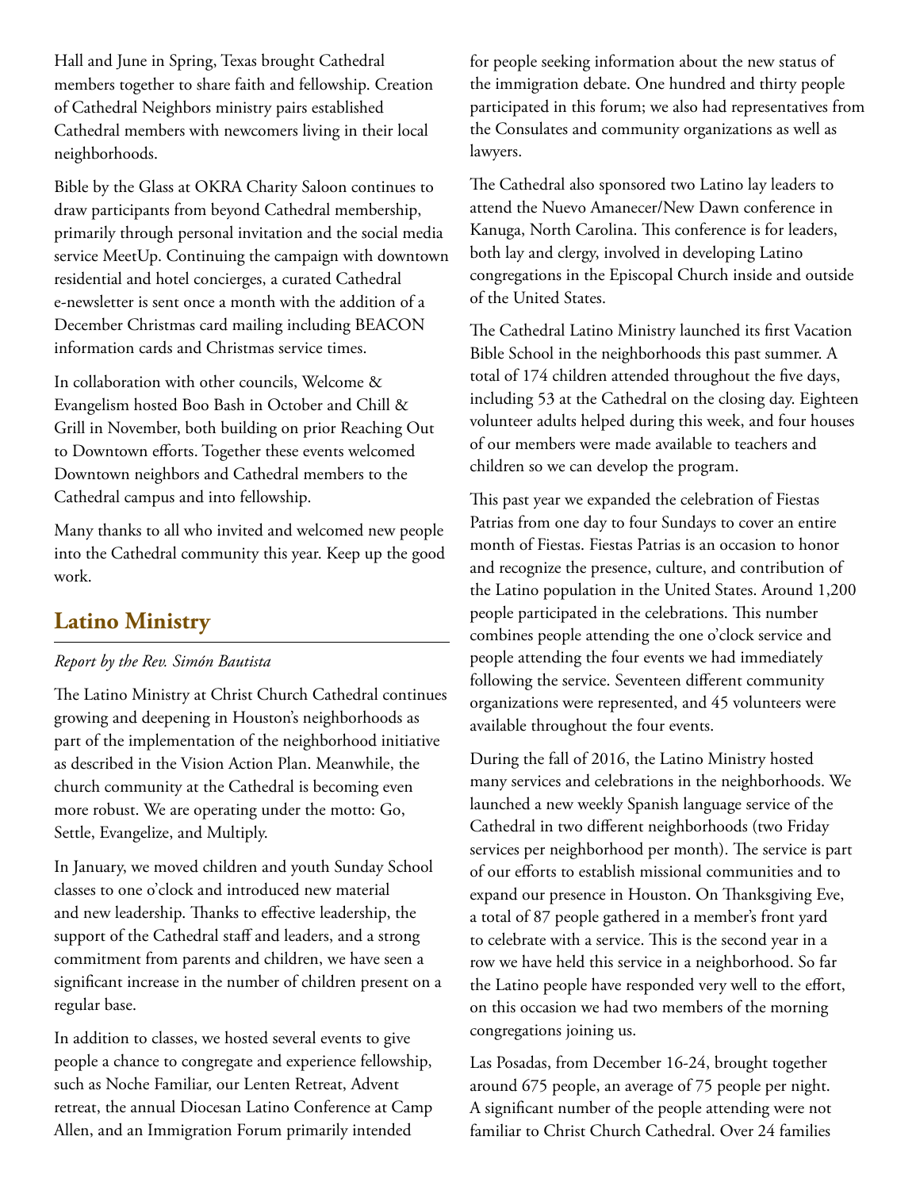Hall and June in Spring, Texas brought Cathedral members together to share faith and fellowship. Creation of Cathedral Neighbors ministry pairs established Cathedral members with newcomers living in their local neighborhoods.

Bible by the Glass at OKRA Charity Saloon continues to draw participants from beyond Cathedral membership, primarily through personal invitation and the social media service MeetUp. Continuing the campaign with downtown residential and hotel concierges, a curated Cathedral e-newsletter is sent once a month with the addition of a December Christmas card mailing including BEACON information cards and Christmas service times.

In collaboration with other councils, Welcome & Evangelism hosted Boo Bash in October and Chill & Grill in November, both building on prior Reaching Out to Downtown efforts. Together these events welcomed Downtown neighbors and Cathedral members to the Cathedral campus and into fellowship.

Many thanks to all who invited and welcomed new people into the Cathedral community this year. Keep up the good work.

## Latino Ministry

*Report by the Rev. Simón Bautista*

The Latino Ministry at Christ Church Cathedral continues growing and deepening in Houston's neighborhoods as part of the implementation of the neighborhood initiative as described in the Vision Action Plan. Meanwhile, the church community at the Cathedral is becoming even more robust. We are operating under the motto: Go, Settle, Evangelize, and Multiply.

In January, we moved children and youth Sunday School classes to one o'clock and introduced new material and new leadership. Thanks to effective leadership, the support of the Cathedral staff and leaders, and a strong commitment from parents and children, we have seen a significant increase in the number of children present on a regular base.

In addition to classes, we hosted several events to give people a chance to congregate and experience fellowship, such as Noche Familiar, our Lenten Retreat, Advent retreat, the annual Diocesan Latino Conference at Camp Allen, and an Immigration Forum primarily intended for people seeking information about the new status of the immigration debate. One hundred and thirty people participated in this forum; we also had representatives from the Consulates and community organizations as well as lawyers.

The Cathedral also sponsored two Latino lay leaders to attend the Nuevo Amanecer/New Dawn conference in Kanuga, North Carolina. This conference is for leaders, both lay and clergy, involved in developing Latino congregations in the Episcopal Church inside and outside of the United States.

The Cathedral Latino Ministry launched its first Vacation Bible School in the neighborhoods this past summer. A total of 174 children attended throughout the five days, including 53 at the Cathedral on the closing day. Eighteen volunteer adults helped during this week, and four houses of our members were made available to teachers and children so we can develop the program.

This past year we expanded the celebration of Fiestas Patrias from one day to four Sundays to cover an entire month of Fiestas. Fiestas Patrias is an occasion to honor and recognize the presence, culture, and contribution of the Latino population in the United States. Around 1,200 people participated in the celebrations. This number combines people attending the one o'clock service and people attending the four events we had immediately following the service. Seventeen different community organizations were represented, and 45 volunteers were available throughout the four events.

During the fall of 2016, the Latino Ministry hosted many services and celebrations in the neighborhoods. We launched a new weekly Spanish language service of the Cathedral in two different neighborhoods (two Friday services per neighborhood per month). The service is part of our efforts to establish missional communities and to expand our presence in Houston. On Thanksgiving Eve, a total of 87 people gathered in a member's front yard to celebrate with a service. This is the second year in a row we have held this service in a neighborhood. So far the Latino people have responded very well to the effort, on this occasion we had two members of the morning congregations joining us.

Las Posadas, from December 16-24, brought together around 675 people, an average of 75 people per night. A significant number of the people attending were not familiar to Christ Church Cathedral. Over 24 families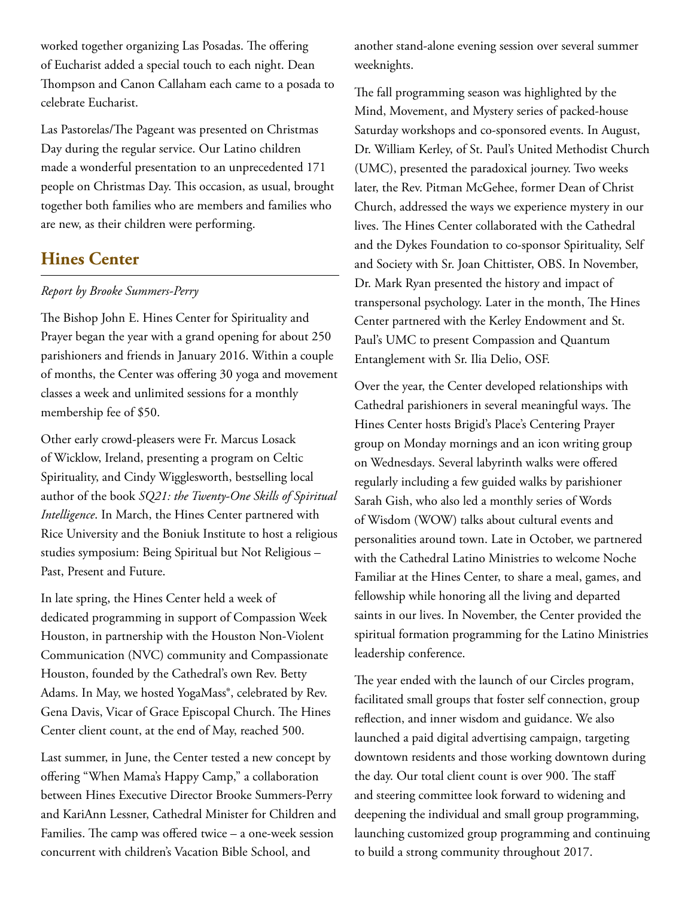worked together organizing Las Posadas. The offering of Eucharist added a special touch to each night. Dean Thompson and Canon Callaham each came to a posada to celebrate Eucharist.

Las Pastorelas/The Pageant was presented on Christmas Day during the regular service. Our Latino children made a wonderful presentation to an unprecedented 171 people on Christmas Day. This occasion, as usual, brought together both families who are members and families who are new, as their children were performing.

## Hines Center

*Report by Brooke Summers-Perry*

The Bishop John E. Hines Center for Spirituality and Prayer began the year with a grand opening for about 250 parishioners and friends in January 2016. Within a couple of months, the Center was offering 30 yoga and movement classes a week and unlimited sessions for a monthly membership fee of $50.

Other early crowd-pleasers were Fr. Marcus Losack of Wicklow, Ireland, presenting a program on Celtic Spirituality, and Cindy Wigglesworth, bestselling local author of the book *SQ21: the Twenty-One Skills of Spiritual Intelligence*. In March, the Hines Center partnered with Rice University and the Boniuk Institute to host a religious studies symposium: Being Spiritual but Not Religious – Past, Present and Future.

In late spring, the Hines Center held a week of dedicated programming in support of Compassion Week Houston, in partnership with the Houston Non-Violent Communication (NVC) community and Compassionate Houston, founded by the Cathedral's own Rev. Betty Adams. In May, we hosted YogaMass®, celebrated by Rev. Gena Davis, Vicar of Grace Episcopal Church. The Hines Center client count, at the end of May, reached 500.

Last summer, in June, the Center tested a new concept by offering "When Mama's Happy Camp," a collaboration between Hines Executive Director Brooke Summers-Perry and KariAnn Lessner, Cathedral Minister for Children and Families. The camp was offered twice – a one-week session concurrent with children's Vacation Bible School, and another stand-alone evening session over several summer weeknights.

The fall programming season was highlighted by the Mind, Movement, and Mystery series of packed-house Saturday workshops and co-sponsored events. In August, Dr. William Kerley, of St. Paul's United Methodist Church (UMC), presented the paradoxical journey. Two weeks later, the Rev. Pitman McGehee, former Dean of Christ Church, addressed the ways we experience mystery in our lives. The Hines Center collaborated with the Cathedral and the Dykes Foundation to co-sponsor Spirituality, Self and Society with Sr. Joan Chittister, OBS. In November, Dr. Mark Ryan presented the history and impact of transpersonal psychology. Later in the month, The Hines Center partnered with the Kerley Endowment and St. Paul's UMC to present Compassion and Quantum Entanglement with Sr. Ilia Delio, OSF.

Over the year, the Center developed relationships with Cathedral parishioners in several meaningful ways. The Hines Center hosts Brigid's Place's Centering Prayer group on Monday mornings and an icon writing group on Wednesdays. Several labyrinth walks were offered regularly including a few guided walks by parishioner Sarah Gish, who also led a monthly series of Words of Wisdom (WOW) talks about cultural events and personalities around town. Late in October, we partnered with the Cathedral Latino Ministries to welcome Noche Familiar at the Hines Center, to share a meal, games, and fellowship while honoring all the living and departed saints in our lives. In November, the Center provided the spiritual formation programming for the Latino Ministries leadership conference.

The year ended with the launch of our Circles program, facilitated small groups that foster self connection, group reflection, and inner wisdom and guidance. We also launched a paid digital advertising campaign, targeting downtown residents and those working downtown during the day. Our total client count is over 900. The staff and steering committee look forward to widening and deepening the individual and small group programming, launching customized group programming and continuing to build a strong community throughout 2017.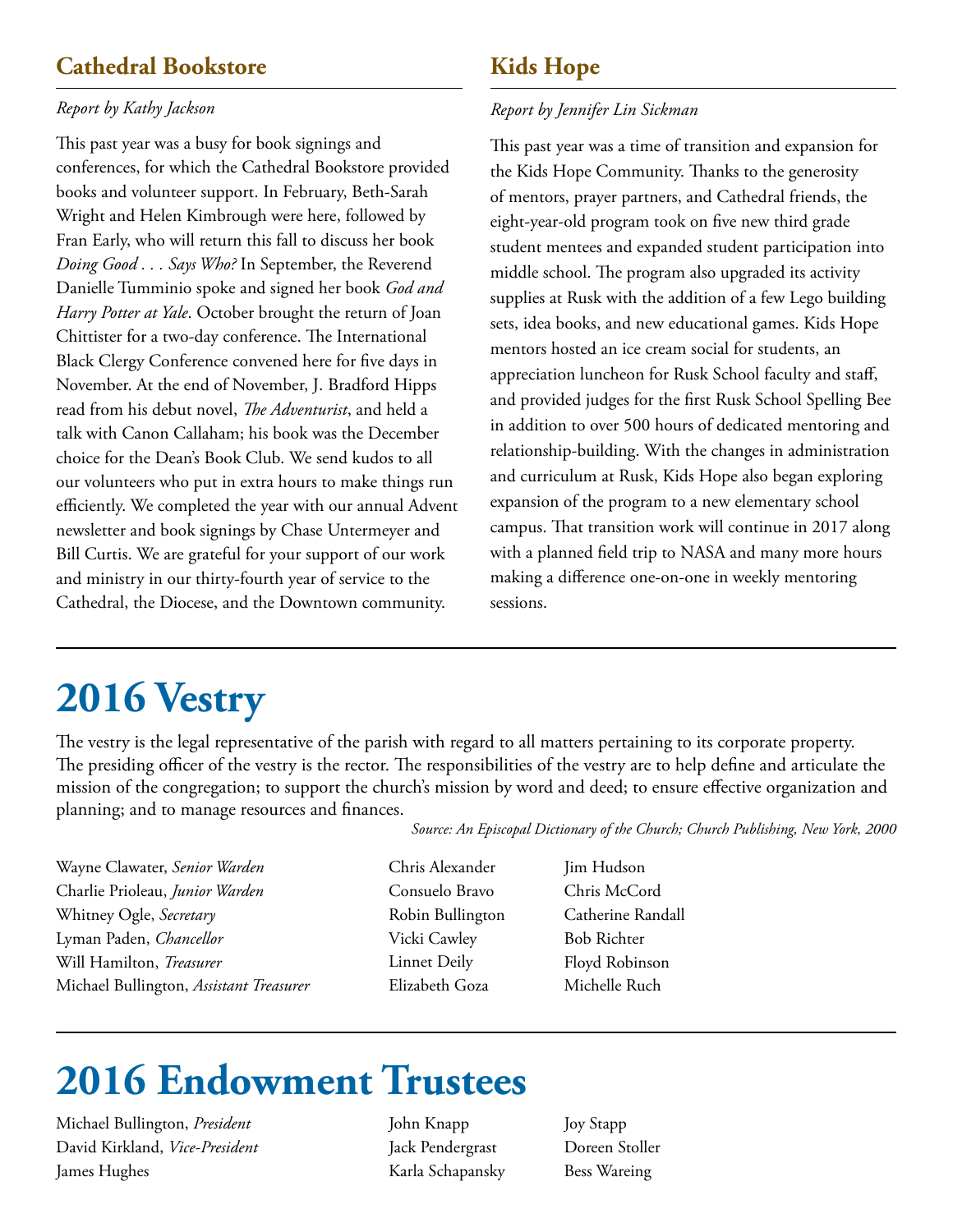## Cathedral Bookstore

*Report by Kathy Jackson*

This past year was a busy for book signings and conferences, for which the Cathedral Bookstore provided books and volunteer support. In February, Beth-Sarah Wright and Helen Kimbrough were here, followed by Fran Early, who will return this fall to discuss her book *Doing Good . . . Says Who?* In September, the Reverend Danielle Tumminio spoke and signed her book *God and Harry Potter at Yale*. October brought the return of Joan Chittister for a two-day conference. The International Black Clergy Conference convened here for five days in November. At the end of November, J. Bradford Hipps read from his debut novel, *The Adventurist*, and held a talk with Canon Callaham; his book was the December choice for the Dean's Book Club. We send kudos to all our volunteers who put in extra hours to make things run efficiently. We completed the year with our annual Advent newsletter and book signings by Chase Untermeyer and Bill Curtis. We are grateful for your support of our work and ministry in our thirty-fourth year of service to the Cathedral, the Diocese, and the Downtown community.

## Kids Hope

*Report by Jennifer Lin Sickman*

This past year was a time of transition and expansion for the Kids Hope Community. Thanks to the generosity of mentors, prayer partners, and Cathedral friends, the eight-year-old program took on five new third grade student mentees and expanded student participation into middle school. The program also upgraded its activity supplies at Rusk with the addition of a few Lego building sets, idea books, and new educational games. Kids Hope mentors hosted an ice cream social for students, an appreciation luncheon for Rusk School faculty and staff, and provided judges for the first Rusk School Spelling Bee in addition to over 500 hours of dedicated mentoring and relationship-building. With the changes in administration and curriculum at Rusk, Kids Hope also began exploring expansion of the program to a new elementary school campus. That transition work will continue in 2017 along with a planned field trip to NASA and many more hours making a difference one-on-one in weekly mentoring sessions.

# 2016 Vestry

The vestry is the legal representative of the parish with regard to all matters pertaining to its corporate property. The presiding officer of the vestry is the rector. The responsibilities of the vestry are to help define and articulate the mission of the congregation; to support the church's mission by word and deed; to ensure effective organization and planning; and to manage resources and finances.

*Source: An Episcopal Dictionary of the Church; Church Publishing, New York, 2000*

Wayne Clawater, *Senior Warden*
Charlie Prioleau, *Junior Warden*
Whitney Ogle, *Secretary*
Lyman Paden, *Chancellor*
Will Hamilton, *Treasurer*
Michael Bullington, *Assistant Treasurer*

Chris Alexander
Consuelo Bravo
Robin Bullington
Vicki Cawley
Linnet Deily
Elizabeth Goza

Jim Hudson
Chris McCord
Catherine Randall
Bob Richter
Floyd Robinson
Michelle Ruch

# 2016 Endowment Trustees

Michael Bullington, *President*
David Kirkland, *Vice-President*
James Hughes

John Knapp
Jack Pendergrast
Karla Schapansky

Joy Stapp
Doreen Stoller
Bess Wareing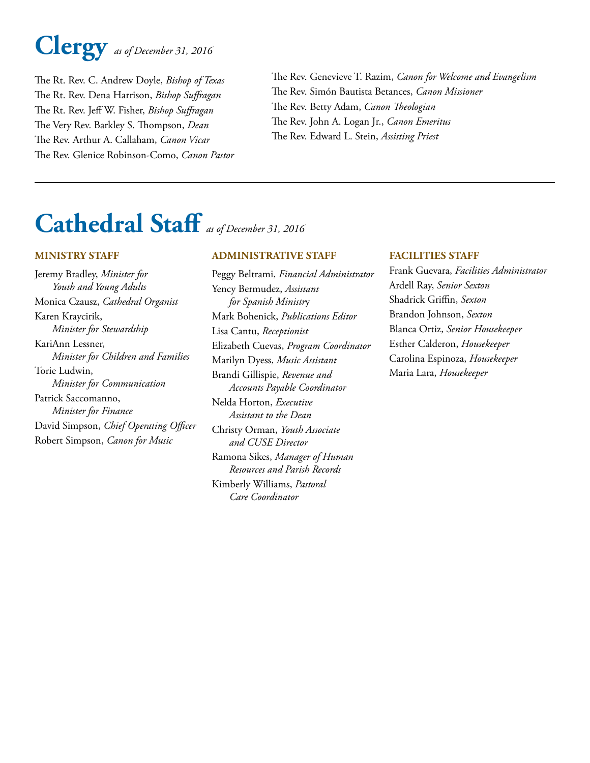# Clergy *as of December 31, 2016*

The Rt. Rev. C. Andrew Doyle, *Bishop of Texas*
The Rt. Rev. Dena Harrison, *Bishop Suffragan*
The Rt. Rev. Jeff W. Fisher, *Bishop Suffragan*
The Very Rev. Barkley S. Thompson, *Dean*
The Rev. Arthur A. Callaham, *Canon Vicar*
The Rev. Glenice Robinson-Como, *Canon Pastor*
The Rev. Genevieve T. Razim, *Canon for Welcome and Evangelism*
The Rev. Simón Bautista Betances, *Canon Missioner*
The Rev. Betty Adam, *Canon Theologian*
The Rev. John A. Logan Jr., *Canon Emeritus*
The Rev. Edward L. Stein, *Assisting Priest*

---

# Cathedral Staff *as of December 31, 2016*

### MINISTRY STAFF

Jeremy Bradley, *Minister for Youth and Young Adults*
Monica Czausz, *Cathedral Organist*
Karen Kraycirik, *Minister for Stewardship*
KariAnn Lessner, *Minister for Children and Families*
Torie Ludwin, *Minister for Communication*
Patrick Saccomanno, *Minister for Finance*
David Simpson, *Chief Operating Officer*
Robert Simpson, *Canon for Music*

### ADMINISTRATIVE STAFF

Peggy Beltrami, *Financial Administrator*
Yency Bermudez, *Assistant for Spanish Ministry*
Mark Bohenick, *Publications Editor*
Lisa Cantu, *Receptionist*
Elizabeth Cuevas, *Program Coordinator*
Marilyn Dyess, *Music Assistant*
Brandi Gillispie, *Revenue and Accounts Payable Coordinator*
Nelda Horton, *Executive Assistant to the Dean*
Christy Orman, *Youth Associate and CUSE Director*
Ramona Sikes, *Manager of Human Resources and Parish Records*
Kimberly Williams, *Pastoral Care Coordinator*

### FACILITIES STAFF

Frank Guevara, *Facilities Administrator*
Ardell Ray, *Senior Sexton*
Shadrick Griffin, *Sexton*
Brandon Johnson, *Sexton*
Blanca Ortiz, *Senior Housekeeper*
Esther Calderon, *Housekeeper*
Carolina Espinoza, *Housekeeper*
Maria Lara, *Housekeeper*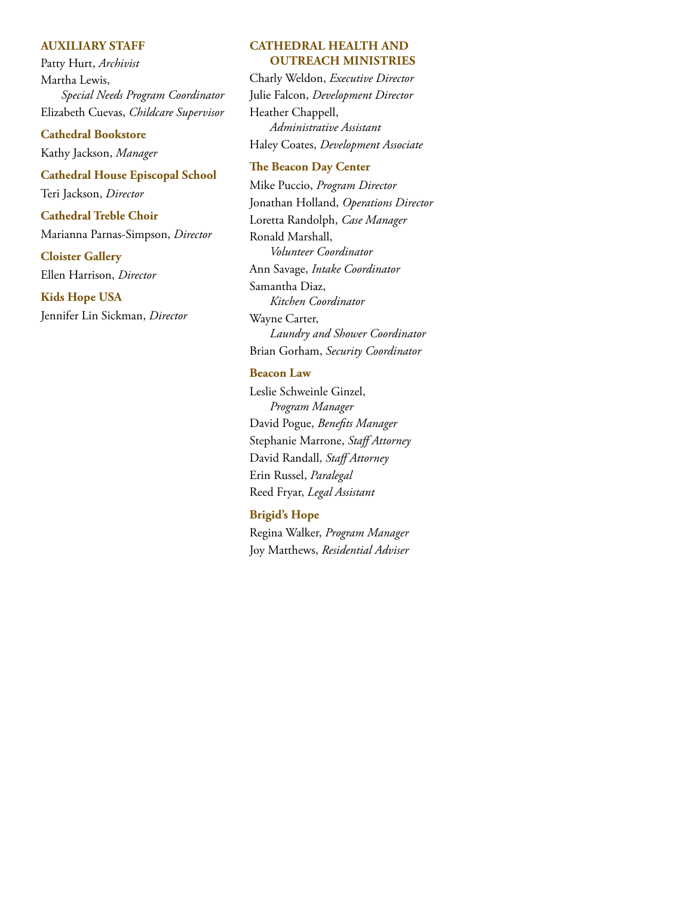## AUXILIARY STAFF

Patty Hurt, *Archivist*
Martha Lewis, *Special Needs Program Coordinator*
Elizabeth Cuevas, *Childcare Supervisor*

### Cathedral Bookstore

Kathy Jackson, *Manager*

### Cathedral House Episcopal School

Teri Jackson, *Director*

### Cathedral Treble Choir

Marianna Parnas-Simpson, *Director*

### Cloister Gallery

Ellen Harrison, *Director*

### Kids Hope USA

Jennifer Lin Sickman, *Director*

## CATHEDRAL HEALTH AND OUTREACH MINISTRIES

Charly Weldon, *Executive Director*
Julie Falcon, *Development Director*
Heather Chappell, *Administrative Assistant*
Haley Coates, *Development Associate*

### The Beacon Day Center

Mike Puccio, *Program Director*
Jonathan Holland, *Operations Director*
Loretta Randolph, *Case Manager*
Ronald Marshall, *Volunteer Coordinator*
Ann Savage, *Intake Coordinator*
Samantha Diaz, *Kitchen Coordinator*
Wayne Carter, *Laundry and Shower Coordinator*
Brian Gorham, *Security Coordinator*

### Beacon Law

Leslie Schweinle Ginzel, *Program Manager*
David Pogue, *Benefits Manager*
Stephanie Marrone, *Staff Attorney*
David Randall, *Staff Attorney*
Erin Russel, *Paralegal*
Reed Fryar, *Legal Assistant*

### Brigid's Hope

Regina Walker, *Program Manager*
Joy Matthews, *Residential Adviser*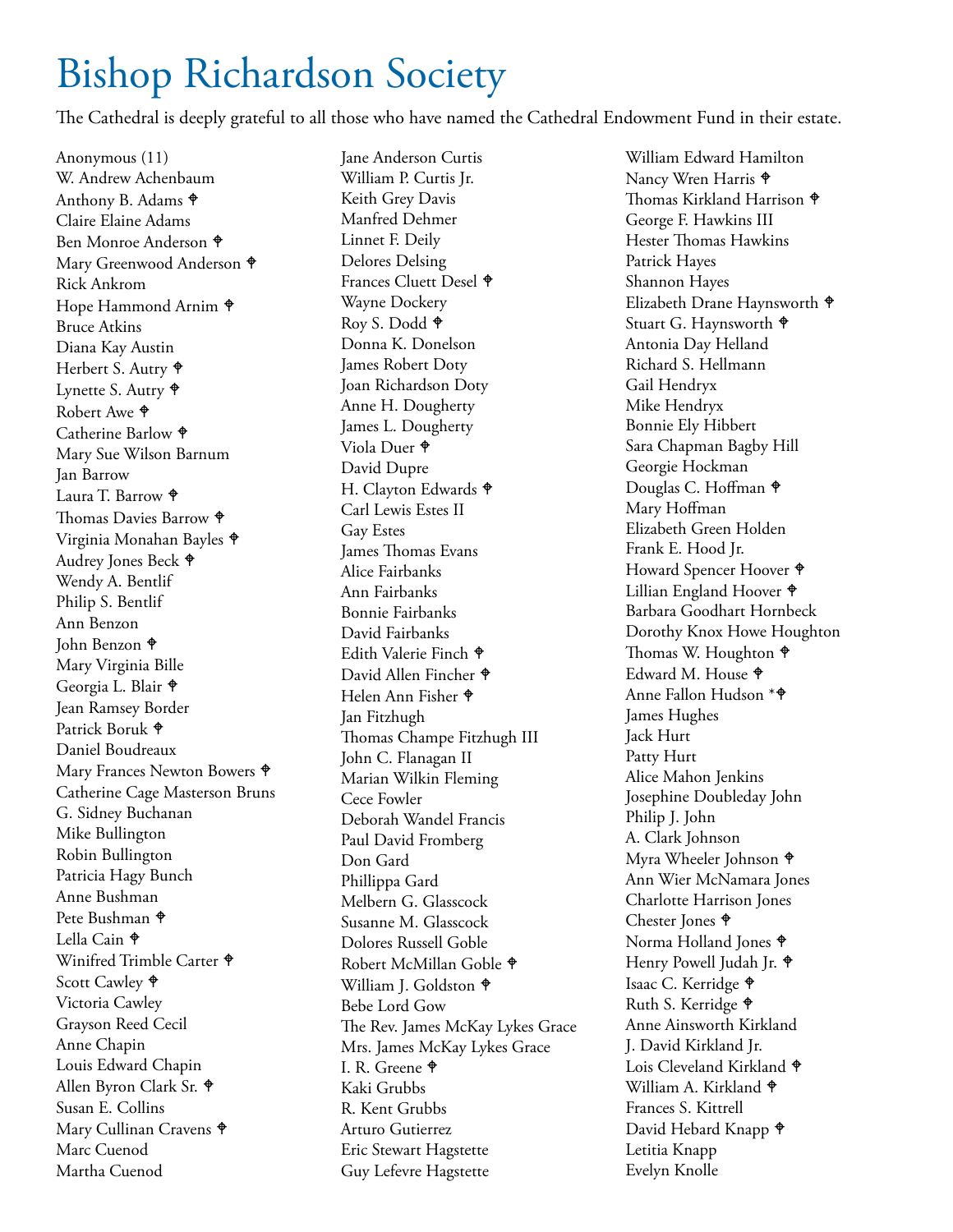# Bishop Richardson Society

The Cathedral is deeply grateful to all those who have named the Cathedral Endowment Fund in their estate.

Anonymous (11)
W. Andrew Achenbaum
Anthony B. Adams ✝
Claire Elaine Adams
Ben Monroe Anderson ✝
Mary Greenwood Anderson ✝
Rick Ankrom
Hope Hammond Arnim ✝
Bruce Atkins
Diana Kay Austin
Herbert S. Autry ✝
Lynette S. Autry ✝
Robert Awe ✝
Catherine Barlow ✝
Mary Sue Wilson Barnum
Jan Barrow
Laura T. Barrow ✝
Thomas Davies Barrow ✝
Virginia Monahan Bayles ✝
Audrey Jones Beck ✝
Wendy A. Bentlif
Philip S. Bentlif
Ann Benzon
John Benzon ✝
Mary Virginia Bille
Georgia L. Blair ✝
Jean Ramsey Border
Patrick Boruk ✝
Daniel Boudreaux
Mary Frances Newton Bowers ✝
Catherine Cage Masterson Bruns
G. Sidney Buchanan
Mike Bullington
Robin Bullington
Patricia Hagy Bunch
Anne Bushman
Pete Bushman ✝
Lella Cain ✝
Winifred Trimble Carter ✝
Scott Cawley ✝
Victoria Cawley
Grayson Reed Cecil
Anne Chapin
Louis Edward Chapin
Allen Byron Clark Sr. ✝
Susan E. Collins
Mary Cullinan Cravens ✝
Marc Cuenod
Martha Cuenod
Jane Anderson Curtis
William P. Curtis Jr.
Keith Grey Davis
Manfred Dehmer
Linnet F. Deily
Delores Delsing
Frances Cluett Desel ✝
Wayne Dockery
Roy S. Dodd ✝
Donna K. Donelson
James Robert Doty
Joan Richardson Doty
Anne H. Dougherty
James L. Dougherty
Viola Duer ✝
David Dupre
H. Clayton Edwards ✝
Carl Lewis Estes II
Gay Estes
James Thomas Evans
Alice Fairbanks
Ann Fairbanks
Bonnie Fairbanks
David Fairbanks
Edith Valerie Finch ✝
David Allen Fincher ✝
Helen Ann Fisher ✝
Jan Fitzhugh
Thomas Champe Fitzhugh III
John C. Flanagan II
Marian Wilkin Fleming
Cece Fowler
Deborah Wandel Francis
Paul David Fromberg
Don Gard
Phillippa Gard
Melbern G. Glasscock
Susanne M. Glasscock
Dolores Russell Goble
Robert McMillan Goble ✝
William J. Goldston ✝
Bebe Lord Gow
The Rev. James McKay Lykes Grace
Mrs. James McKay Lykes Grace
I. R. Greene ✝
Kaki Grubbs
R. Kent Grubbs
Arturo Gutierrez
Eric Stewart Hagstette
Guy Lefevre Hagstette
William Edward Hamilton
Nancy Wren Harris ✝
Thomas Kirkland Harrison ✝
George F. Hawkins III
Hester Thomas Hawkins
Patrick Hayes
Shannon Hayes
Elizabeth Drane Haynsworth ✝
Stuart G. Haynsworth ✝
Antonia Day Helland
Richard S. Hellmann
Gail Hendryx
Mike Hendryx
Bonnie Ely Hibbert
Sara Chapman Bagby Hill
Georgie Hockman
Douglas C. Hoffman ✝
Mary Hoffman
Elizabeth Green Holden
Frank E. Hood Jr.
Howard Spencer Hoover ✝
Lillian England Hoover ✝
Barbara Goodhart Hornbeck
Dorothy Knox Howe Houghton
Thomas W. Houghton ✝
Edward M. House ✝
Anne Fallon Hudson *✝
James Hughes
Jack Hurt
Patty Hurt
Alice Mahon Jenkins
Josephine Doubleday John
Philip J. John
A. Clark Johnson
Myra Wheeler Johnson ✝
Ann Wier McNamara Jones
Charlotte Harrison Jones
Chester Jones ✝
Norma Holland Jones ✝
Henry Powell Judah Jr. ✝
Isaac C. Kerridge ✝
Ruth S. Kerridge ✝
Anne Ainsworth Kirkland
J. David Kirkland Jr.
Lois Cleveland Kirkland ✝
William A. Kirkland ✝
Frances S. Kittrell
David Hebard Knapp ✝
Letitia Knapp
Evelyn Knolle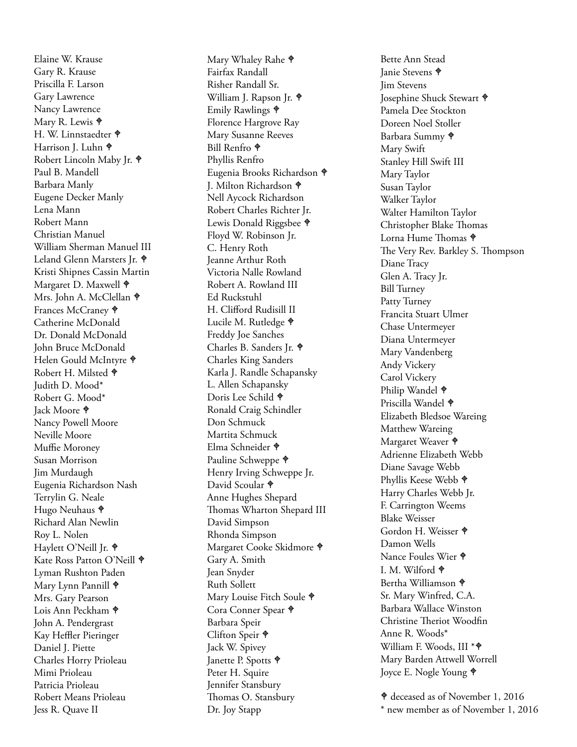Elaine W. Krause
Gary R. Krause
Priscilla F. Larson
Gary Lawrence
Nancy Lawrence
Mary R. Lewis ✟
H. W. Linnstaedter ✟
Harrison J. Luhn ✟
Robert Lincoln Maby Jr. ✟
Paul B. Mandell
Barbara Manly
Eugene Decker Manly
Lena Mann
Robert Mann
Christian Manuel
William Sherman Manuel III
Leland Glenn Marsters Jr. ✟
Kristi Shipnes Cassin Martin
Margaret D. Maxwell ✟
Mrs. John A. McClellan ✟
Frances McCraney ✟
Catherine McDonald
Dr. Donald McDonald
John Bruce McDonald
Helen Gould McIntyre ✟
Robert H. Milsted ✟
Judith D. Mood*
Robert G. Mood*
Jack Moore ✟
Nancy Powell Moore
Neville Moore
Muffie Moroney
Susan Morrison
Jim Murdaugh
Eugenia Richardson Nash
Terrylin G. Neale
Hugo Neuhaus ✟
Richard Alan Newlin
Roy L. Nolen
Haylett O'Neill Jr. ✟
Kate Ross Patton O'Neill ✟
Lyman Rushton Paden
Mary Lynn Pannill ✟
Mrs. Gary Pearson
Lois Ann Peckham ✟
John A. Pendergrast
Kay Heffler Pieringer
Daniel J. Piette
Charles Horry Prioleau
Mimi Prioleau
Patricia Prioleau
Robert Means Prioleau
Jess R. Quave II
Mary Whaley Rahe ✟
Fairfax Randall
Risher Randall Sr.
William J. Rapson Jr. ✟
Emily Rawlings ✟
Florence Hargrove Ray
Mary Susanne Reeves
Bill Renfro ✟
Phyllis Renfro
Eugenia Brooks Richardson ✟
J. Milton Richardson ✟
Nell Aycock Richardson
Robert Charles Richter Jr.
Lewis Donald Riggsbee ✟
Floyd W. Robinson Jr.
C. Henry Roth
Jeanne Arthur Roth
Victoria Nalle Rowland
Robert A. Rowland III
Ed Ruckstuhl
H. Clifford Rudisill II
Lucile M. Rutledge ✟
Freddy Joe Sanches
Charles B. Sanders Jr. ✟
Charles King Sanders
Karla J. Randle Schapansky
L. Allen Schapansky
Doris Lee Schild ✟
Ronald Craig Schindler
Don Schmuck
Martita Schmuck
Elma Schneider ✟
Pauline Schweppe ✟
Henry Irving Schweppe Jr.
David Scoular ✟
Anne Hughes Shepard
Thomas Wharton Shepard III
David Simpson
Rhonda Simpson
Margaret Cooke Skidmore ✟
Gary A. Smith
Jean Snyder
Ruth Sollett
Mary Louise Fitch Soule ✟
Cora Conner Spear ✟
Barbara Speir
Clifton Speir ✟
Jack W. Spivey
Janette P. Spotts ✟
Peter H. Squire
Jennifer Stansbury
Thomas O. Stansbury
Dr. Joy Stapp
Bette Ann Stead
Janie Stevens ✟
Jim Stevens
Josephine Shuck Stewart ✟
Pamela Dee Stockton
Doreen Noel Stoller
Barbara Summy ✟
Mary Swift
Stanley Hill Swift III
Mary Taylor
Susan Taylor
Walker Taylor
Walter Hamilton Taylor
Christopher Blake Thomas
Lorna Hume Thomas ✟
The Very Rev. Barkley S. Thompson
Diane Tracy
Glen A. Tracy Jr.
Bill Turney
Patty Turney
Francita Stuart Ulmer
Chase Untermeyer
Diana Untermeyer
Mary Vandenberg
Andy Vickery
Carol Vickery
Philip Wandel ✟
Priscilla Wandel ✟
Elizabeth Bledsoe Wareing
Matthew Wareing
Margaret Weaver ✟
Adrienne Elizabeth Webb
Diane Savage Webb
Phyllis Keese Webb ✟
Harry Charles Webb Jr.
F. Carrington Weems
Blake Weisser
Gordon H. Weisser ✟
Damon Wells
Nance Foules Wier ✟
I. M. Wilford ✟
Bertha Williamson ✟
Sr. Mary Winfred, C.A.
Barbara Wallace Winston
Christine Theriot Woodfin
Anne R. Woods*
William F. Woods, III *✟
Mary Barden Attwell Worrell
Joyce E. Nogle Young ✟

✟ deceased as of November 1, 2016
* new member as of November 1, 2016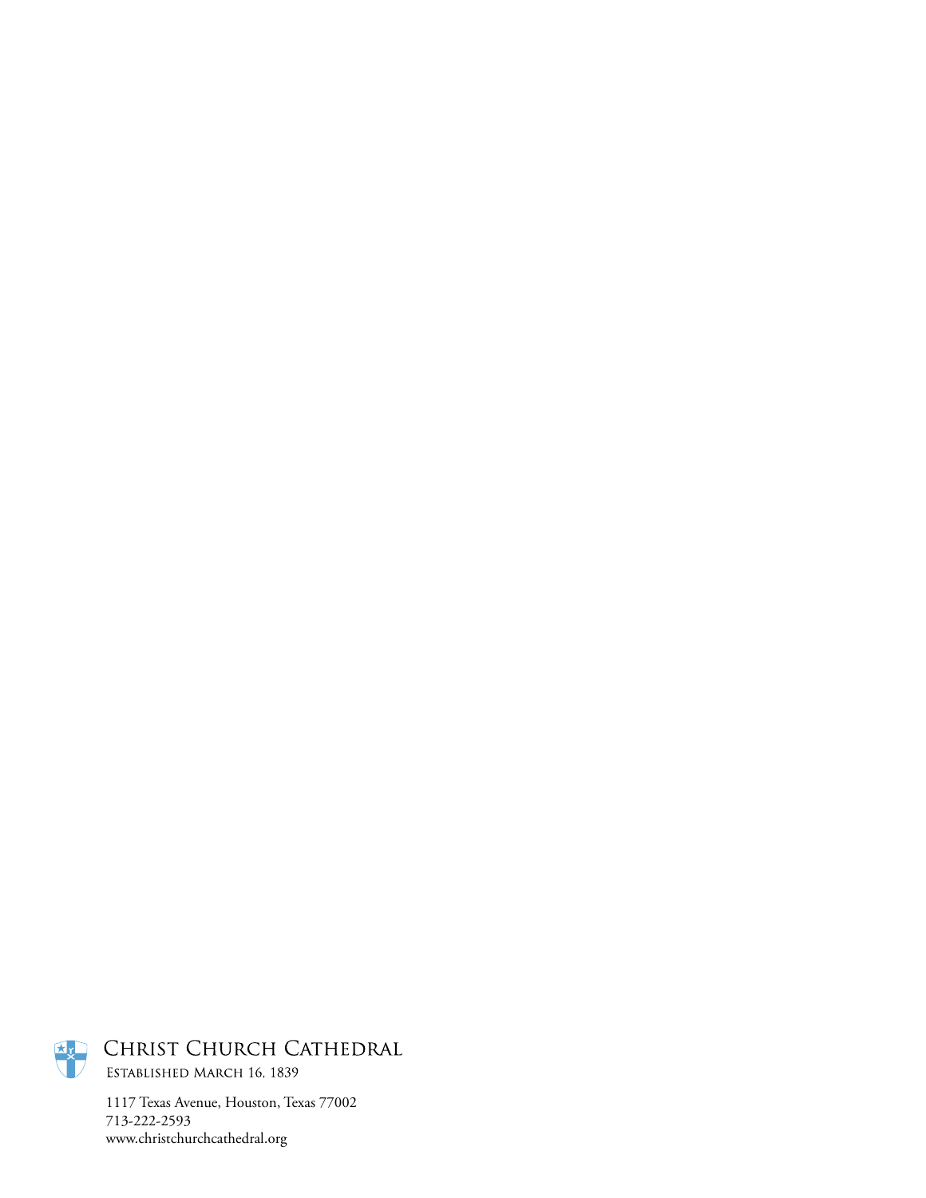Christ Church Cathedral

Established March 16, 1839

1117 Texas Avenue, Houston, Texas 77002
713-222-2593
www.christchurchcathedral.org